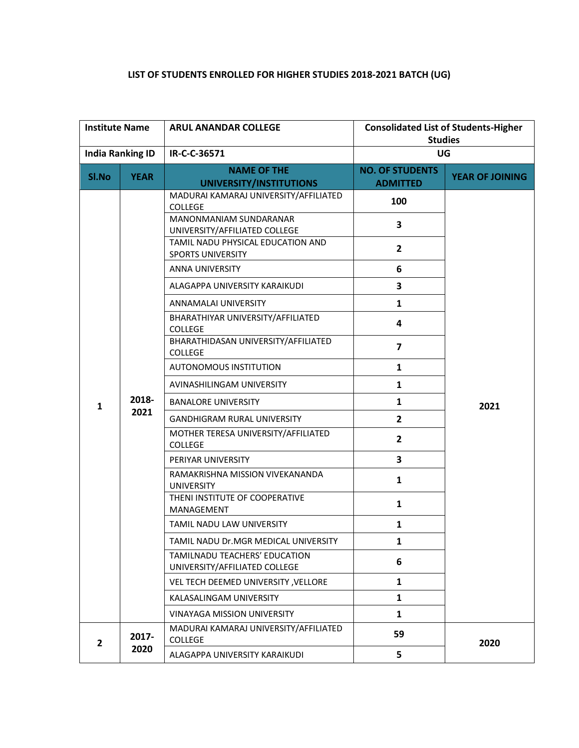**LIST OF STUDENTS ENROLLED FOR HIGHER STUDIES 2018-2021 BATCH (UG)**

| Institute Name | | ARUL ANANDAR COLLEGE | Consolidated List of Students-Higher Studies | |
|---|---|---|---|---|
| India Ranking ID | | IR-C-C-36571 | UG | |
| **Sl.No** | **YEAR** | **NAME OF THE UNIVERSITY/INSTITUTIONS** | **NO. OF STUDENTS ADMITTED** | **YEAR OF JOINING** |
| 1 | 2018-2021 | MADURAI KAMARAJ UNIVERSITY/AFFILIATED COLLEGE | 100 | 2021 |
| | | MANONMANIAM SUNDARANAR UNIVERSITY/AFFILIATED COLLEGE | 3 | |
| | | TAMIL NADU PHYSICAL EDUCATION AND SPORTS UNIVERSITY | 2 | |
| | | ANNA UNIVERSITY | 6 | |
| | | ALAGAPPA UNIVERSITY KARAIKUDI | 3 | |
| | | ANNAMALAI UNIVERSITY | 1 | |
| | | BHARATHIYAR UNIVERSITY/AFFILIATED COLLEGE | 4 | |
| | | BHARATHIDASAN UNIVERSITY/AFFILIATED COLLEGE | 7 | |
| | | AUTONOMOUS INSTITUTION | 1 | |
| | | AVINASHILINGAM UNIVERSITY | 1 | |
| | | BANALORE UNIVERSITY | 1 | |
| | | GANDHIGRAM RURAL UNIVERSITY | 2 | |
| | | MOTHER TERESA UNIVERSITY/AFFILIATED COLLEGE | 2 | |
| | | PERIYAR UNIVERSITY | 3 | |
| | | RAMAKRISHNA MISSION VIVEKANANDA UNIVERSITY | 1 | |
| | | THENI INSTITUTE OF COOPERATIVE MANAGEMENT | 1 | |
| | | TAMIL NADU LAW UNIVERSITY | 1 | |
| | | TAMIL NADU Dr.MGR MEDICAL UNIVERSITY | 1 | |
| | | TAMILNADU TEACHERS' EDUCATION UNIVERSITY/AFFILIATED COLLEGE | 6 | |
| | | VEL TECH DEEMED UNIVERSITY ,VELLORE | 1 | |
| | | KALASALINGAM UNIVERSITY | 1 | |
| | | VINAYAGA MISSION UNIVERSITY | 1 | |
| 2 | 2017-2020 | MADURAI KAMARAJ UNIVERSITY/AFFILIATED COLLEGE | 59 | 2020 |
| | | ALAGAPPA UNIVERSITY KARAIKUDI | 5 | |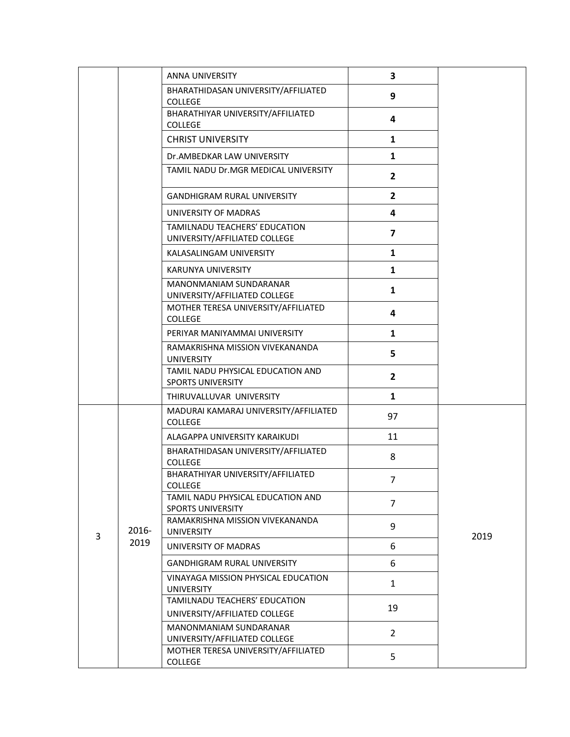| | | | | |
|---|---|---|---|---|
| | | ANNA UNIVERSITY | **3** | |
| | | BHARATHIDASAN UNIVERSITY/AFFILIATED COLLEGE | **9** | |
| | | BHARATHIYAR UNIVERSITY/AFFILIATED COLLEGE | **4** | |
| | | CHRIST UNIVERSITY | **1** | |
| | | Dr.AMBEDKAR LAW UNIVERSITY | **1** | |
| | | TAMIL NADU Dr.MGR MEDICAL UNIVERSITY | **2** | |
| | | GANDHIGRAM RURAL UNIVERSITY | **2** | |
| | | UNIVERSITY OF MADRAS | **4** | |
| | | TAMILNADU TEACHERS' EDUCATION UNIVERSITY/AFFILIATED COLLEGE | **7** | |
| | | KALASALINGAM UNIVERSITY | **1** | |
| | | KARUNYA UNIVERSITY | **1** | |
| | | MANONMANIAM SUNDARANAR UNIVERSITY/AFFILIATED COLLEGE | **1** | |
| | | MOTHER TERESA UNIVERSITY/AFFILIATED COLLEGE | **4** | |
| | | PERIYAR MANIYAMMAI UNIVERSITY | **1** | |
| | | RAMAKRISHNA MISSION VIVEKANANDA UNIVERSITY | **5** | |
| | | TAMIL NADU PHYSICAL EDUCATION AND SPORTS UNIVERSITY | **2** | |
| | | THIRUVALLUVAR UNIVERSITY | **1** | |
| 3 | 2016-2019 | MADURAI KAMARAJ UNIVERSITY/AFFILIATED COLLEGE | 97 | 2019 |
| | | ALAGAPPA UNIVERSITY KARAIKUDI | 11 | |
| | | BHARATHIDASAN UNIVERSITY/AFFILIATED COLLEGE | 8 | |
| | | BHARATHIYAR UNIVERSITY/AFFILIATED COLLEGE | 7 | |
| | | TAMIL NADU PHYSICAL EDUCATION AND SPORTS UNIVERSITY | 7 | |
| | | RAMAKRISHNA MISSION VIVEKANANDA UNIVERSITY | 9 | |
| | | UNIVERSITY OF MADRAS | 6 | |
| | | GANDHIGRAM RURAL UNIVERSITY | 6 | |
| | | VINAYAGA MISSION PHYSICAL EDUCATION UNIVERSITY | 1 | |
| | | TAMILNADU TEACHERS' EDUCATION UNIVERSITY/AFFILIATED COLLEGE | 19 | |
| | | MANONMANIAM SUNDARANAR UNIVERSITY/AFFILIATED COLLEGE | 2 | |
| | | MOTHER TERESA UNIVERSITY/AFFILIATED COLLEGE | 5 | |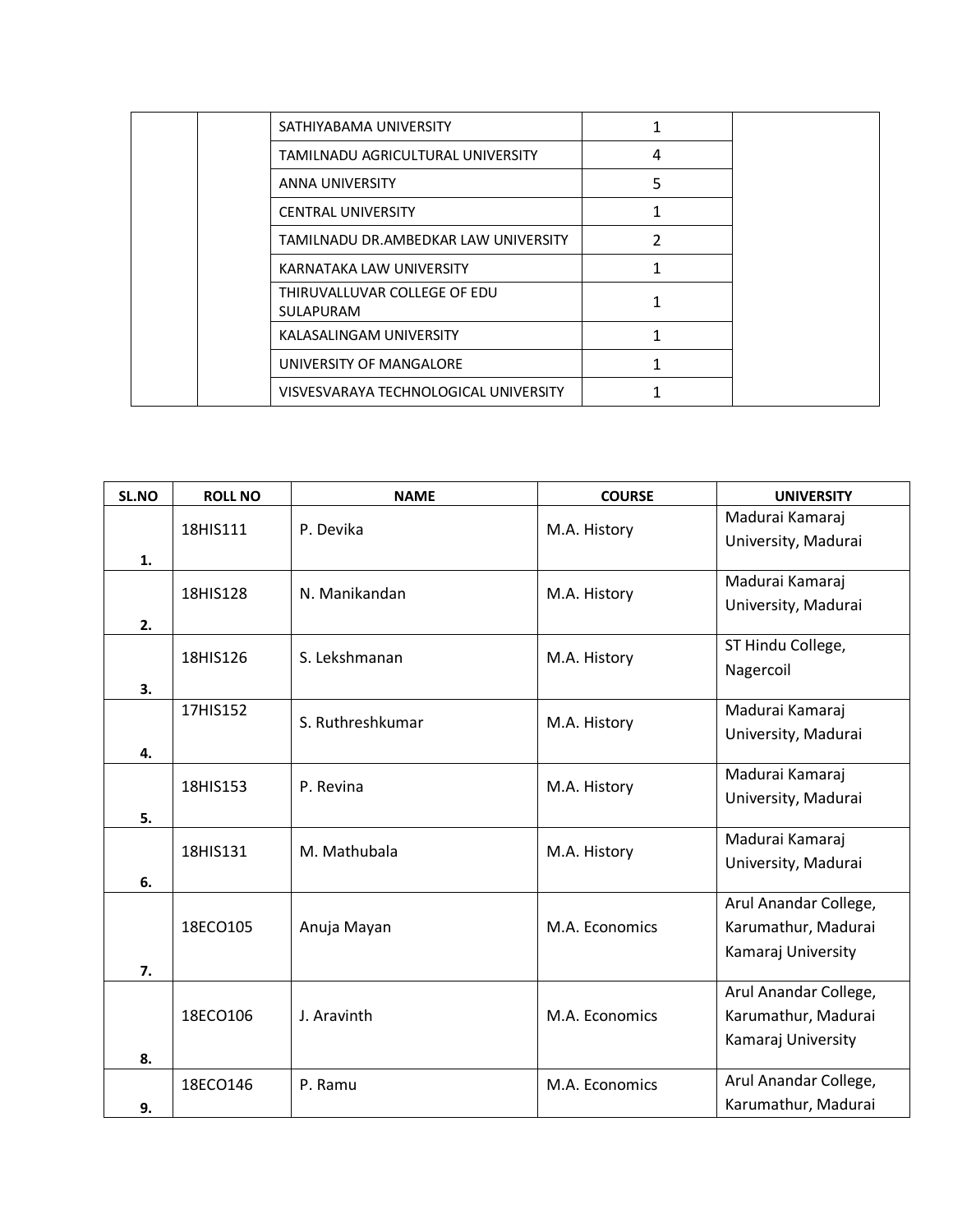| | | | | |
|---|---|---|---|---|
| | | SATHIYABAMA UNIVERSITY | 1 | |
| | | TAMILNADU AGRICULTURAL UNIVERSITY | 4 | |
| | | ANNA UNIVERSITY | 5 | |
| | | CENTRAL UNIVERSITY | 1 | |
| | | TAMILNADU DR.AMBEDKAR LAW UNIVERSITY | 2 | |
| | | KARNATAKA LAW UNIVERSITY | 1 | |
| | | THIRUVALLUVAR COLLEGE OF EDU SULAPURAM | 1 | |
| | | KALASALINGAM UNIVERSITY | 1 | |
| | | UNIVERSITY OF MANGALORE | 1 | |
| | | VISVESVARAYA TECHNOLOGICAL UNIVERSITY | 1 | |

| SL.NO | ROLL NO | NAME | COURSE | UNIVERSITY |
|---|---|---|---|---|
| 1. | 18HIS111 | P. Devika | M.A. History | Madurai Kamaraj University, Madurai |
| 2. | 18HIS128 | N. Manikandan | M.A. History | Madurai Kamaraj University, Madurai |
| 3. | 18HIS126 | S. Lekshmanan | M.A. History | ST Hindu College, Nagercoil |
| 4. | 17HIS152 | S. Ruthreshkumar | M.A. History | Madurai Kamaraj University, Madurai |
| 5. | 18HIS153 | P. Revina | M.A. History | Madurai Kamaraj University, Madurai |
| 6. | 18HIS131 | M. Mathubala | M.A. History | Madurai Kamaraj University, Madurai |
| 7. | 18ECO105 | Anuja Mayan | M.A. Economics | Arul Anandar College, Karumathur, Madurai Kamaraj University |
| 8. | 18ECO106 | J. Aravinth | M.A. Economics | Arul Anandar College, Karumathur, Madurai Kamaraj University |
| 9. | 18ECO146 | P. Ramu | M.A. Economics | Arul Anandar College, Karumathur, Madurai |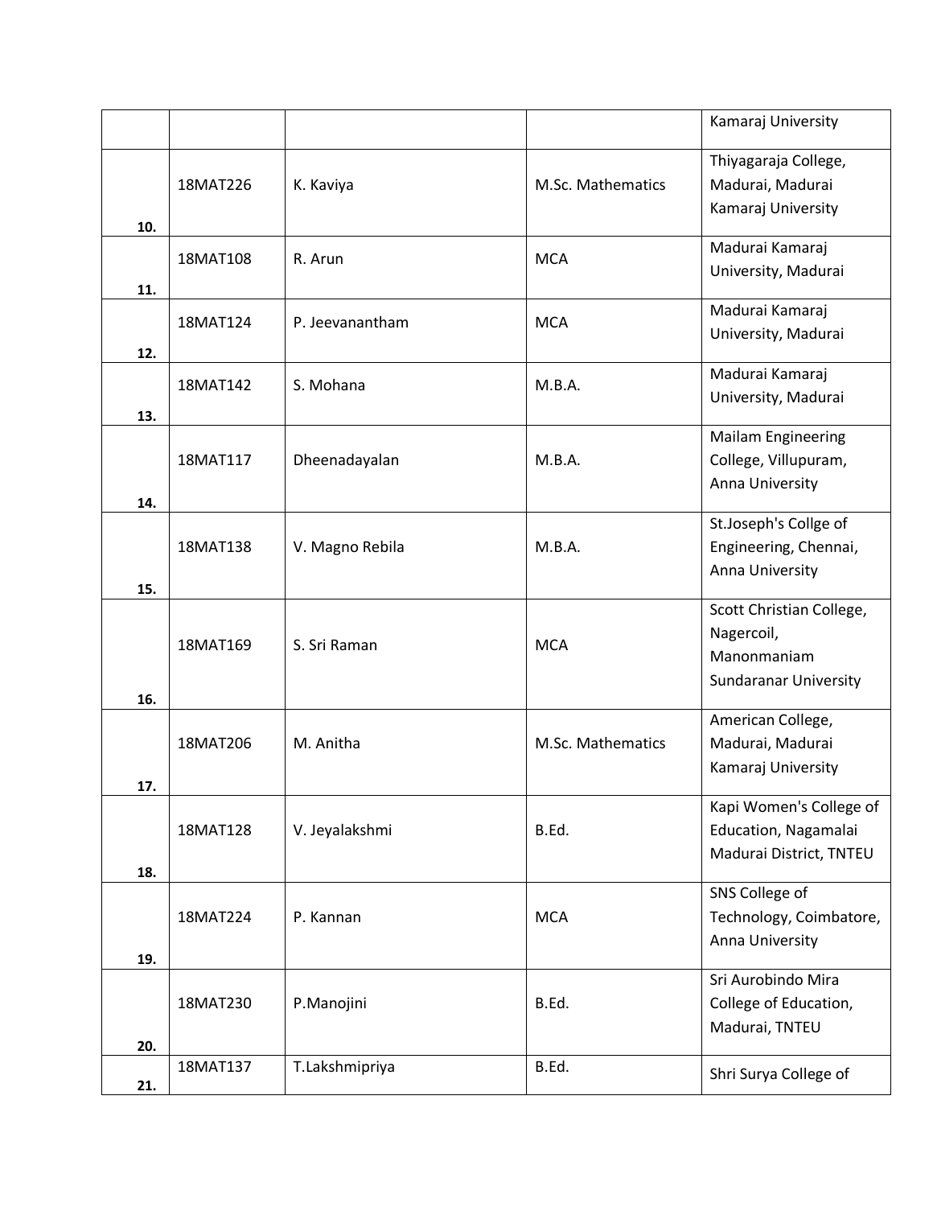| | | | | Kamaraj University |
|---|---|---|---|---|
| 10. | 18MAT226 | K. Kaviya | M.Sc. Mathematics | Thiyagaraja College, Madurai, Madurai Kamaraj University |
| 11. | 18MAT108 | R. Arun | MCA | Madurai Kamaraj University, Madurai |
| 12. | 18MAT124 | P. Jeevanantham | MCA | Madurai Kamaraj University, Madurai |
| 13. | 18MAT142 | S. Mohana | M.B.A. | Madurai Kamaraj University, Madurai |
| 14. | 18MAT117 | Dheenadayalan | M.B.A. | Mailam Engineering College, Villupuram, Anna University |
| 15. | 18MAT138 | V. Magno Rebila | M.B.A. | St.Joseph's Collge of Engineering, Chennai, Anna University |
| 16. | 18MAT169 | S. Sri Raman | MCA | Scott Christian College, Nagercoil, Manonmaniam Sundaranar University |
| 17. | 18MAT206 | M. Anitha | M.Sc. Mathematics | American College, Madurai, Madurai Kamaraj University |
| 18. | 18MAT128 | V. Jeyalakshmi | B.Ed. | Kapi Women's College of Education, Nagamalai Madurai District, TNTEU |
| 19. | 18MAT224 | P. Kannan | MCA | SNS College of Technology, Coimbatore, Anna University |
| 20. | 18MAT230 | P.Manojini | B.Ed. | Sri Aurobindo Mira College of Education, Madurai, TNTEU |
| 21. | 18MAT137 | T.Lakshmipriya | B.Ed. | Shri Surya College of |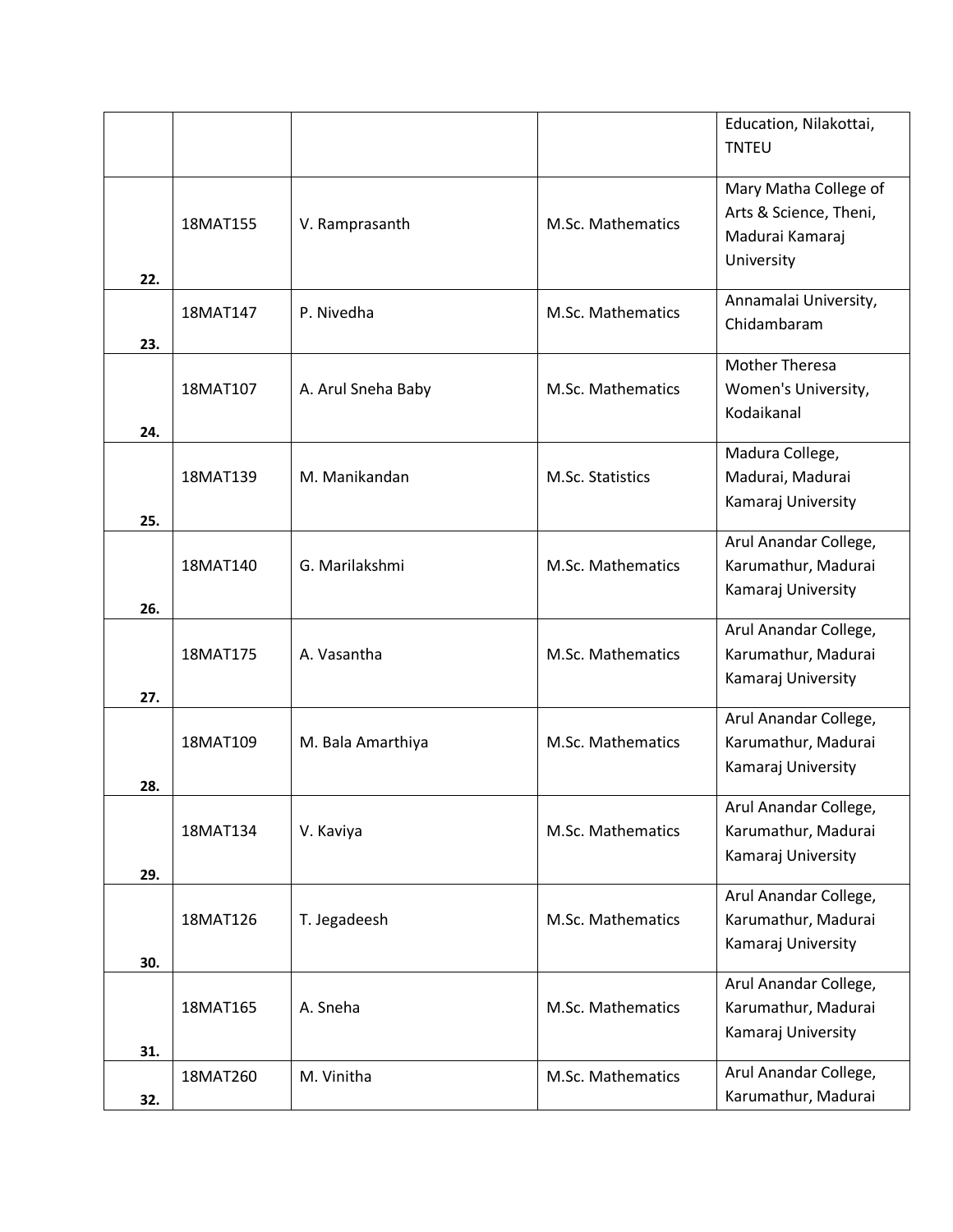| | | | | Education, Nilakottai, TNTEU |
|---|---|---|---|---|
| **22.** | 18MAT155 | V. Ramprasanth | M.Sc. Mathematics | Mary Matha College of Arts & Science, Theni, Madurai Kamaraj University |
| **23.** | 18MAT147 | P. Nivedha | M.Sc. Mathematics | Annamalai University, Chidambaram |
| **24.** | 18MAT107 | A. Arul Sneha Baby | M.Sc. Mathematics | Mother Theresa Women's University, Kodaikanal |
| **25.** | 18MAT139 | M. Manikandan | M.Sc. Statistics | Madura College, Madurai, Madurai Kamaraj University |
| **26.** | 18MAT140 | G. Marilakshmi | M.Sc. Mathematics | Arul Anandar College, Karumathur, Madurai Kamaraj University |
| **27.** | 18MAT175 | A. Vasantha | M.Sc. Mathematics | Arul Anandar College, Karumathur, Madurai Kamaraj University |
| **28.** | 18MAT109 | M. Bala Amarthiya | M.Sc. Mathematics | Arul Anandar College, Karumathur, Madurai Kamaraj University |
| **29.** | 18MAT134 | V. Kaviya | M.Sc. Mathematics | Arul Anandar College, Karumathur, Madurai Kamaraj University |
| **30.** | 18MAT126 | T. Jegadeesh | M.Sc. Mathematics | Arul Anandar College, Karumathur, Madurai Kamaraj University |
| **31.** | 18MAT165 | A. Sneha | M.Sc. Mathematics | Arul Anandar College, Karumathur, Madurai Kamaraj University |
| **32.** | 18MAT260 | M. Vinitha | M.Sc. Mathematics | Arul Anandar College, Karumathur, Madurai |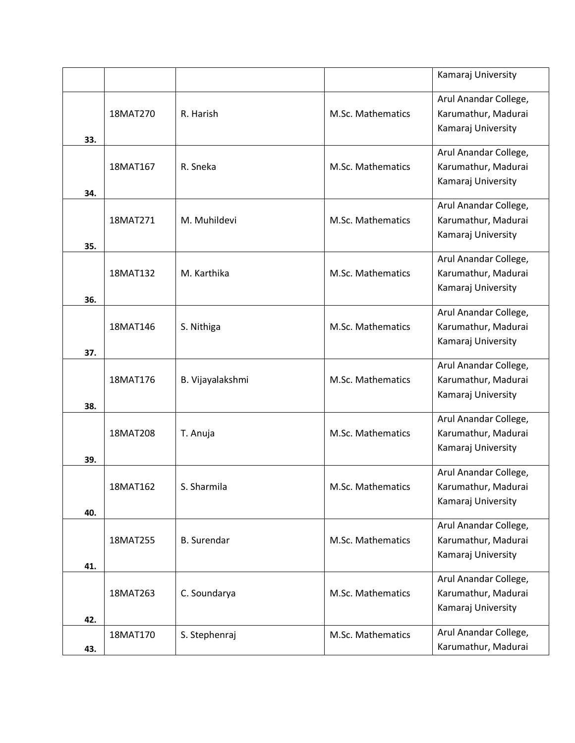| | | | | Kamaraj University |
|---|---|---|---|---|
| 33. | 18MAT270 | R. Harish | M.Sc. Mathematics | Arul Anandar College, Karumathur, Madurai Kamaraj University |
| 34. | 18MAT167 | R. Sneka | M.Sc. Mathematics | Arul Anandar College, Karumathur, Madurai Kamaraj University |
| 35. | 18MAT271 | M. Muhildevi | M.Sc. Mathematics | Arul Anandar College, Karumathur, Madurai Kamaraj University |
| 36. | 18MAT132 | M. Karthika | M.Sc. Mathematics | Arul Anandar College, Karumathur, Madurai Kamaraj University |
| 37. | 18MAT146 | S. Nithiga | M.Sc. Mathematics | Arul Anandar College, Karumathur, Madurai Kamaraj University |
| 38. | 18MAT176 | B. Vijayalakshmi | M.Sc. Mathematics | Arul Anandar College, Karumathur, Madurai Kamaraj University |
| 39. | 18MAT208 | T. Anuja | M.Sc. Mathematics | Arul Anandar College, Karumathur, Madurai Kamaraj University |
| 40. | 18MAT162 | S. Sharmila | M.Sc. Mathematics | Arul Anandar College, Karumathur, Madurai Kamaraj University |
| 41. | 18MAT255 | B. Surendar | M.Sc. Mathematics | Arul Anandar College, Karumathur, Madurai Kamaraj University |
| 42. | 18MAT263 | C. Soundarya | M.Sc. Mathematics | Arul Anandar College, Karumathur, Madurai Kamaraj University |
| 43. | 18MAT170 | S. Stephenraj | M.Sc. Mathematics | Arul Anandar College, Karumathur, Madurai |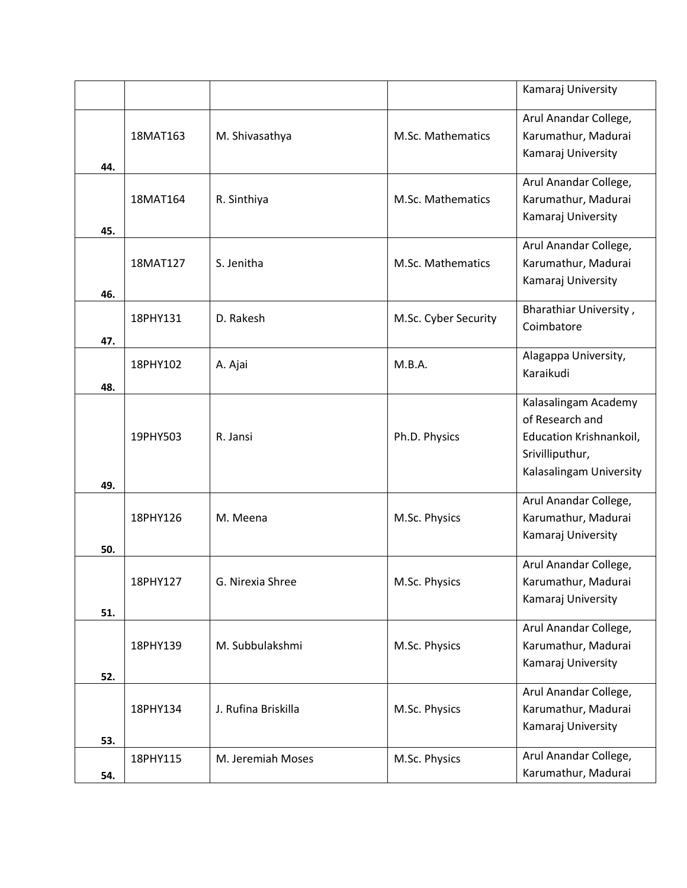| | | | | Kamaraj University |
|---|---|---|---|---|
| 44. | 18MAT163 | M. Shivasathya | M.Sc. Mathematics | Arul Anandar College, Karumathur, Madurai Kamaraj University |
| 45. | 18MAT164 | R. Sinthiya | M.Sc. Mathematics | Arul Anandar College, Karumathur, Madurai Kamaraj University |
| 46. | 18MAT127 | S. Jenitha | M.Sc. Mathematics | Arul Anandar College, Karumathur, Madurai Kamaraj University |
| 47. | 18PHY131 | D. Rakesh | M.Sc. Cyber Security | Bharathiar University , Coimbatore |
| 48. | 18PHY102 | A. Ajai | M.B.A. | Alagappa University, Karaikudi |
| 49. | 19PHY503 | R. Jansi | Ph.D. Physics | Kalasalingam Academy of Research and Education Krishnankoil, Srivilliputhur, Kalasalingam University |
| 50. | 18PHY126 | M. Meena | M.Sc. Physics | Arul Anandar College, Karumathur, Madurai Kamaraj University |
| 51. | 18PHY127 | G. Nirexia Shree | M.Sc. Physics | Arul Anandar College, Karumathur, Madurai Kamaraj University |
| 52. | 18PHY139 | M. Subbulakshmi | M.Sc. Physics | Arul Anandar College, Karumathur, Madurai Kamaraj University |
| 53. | 18PHY134 | J. Rufina Briskilla | M.Sc. Physics | Arul Anandar College, Karumathur, Madurai Kamaraj University |
| 54. | 18PHY115 | M. Jeremiah Moses | M.Sc. Physics | Arul Anandar College, Karumathur, Madurai |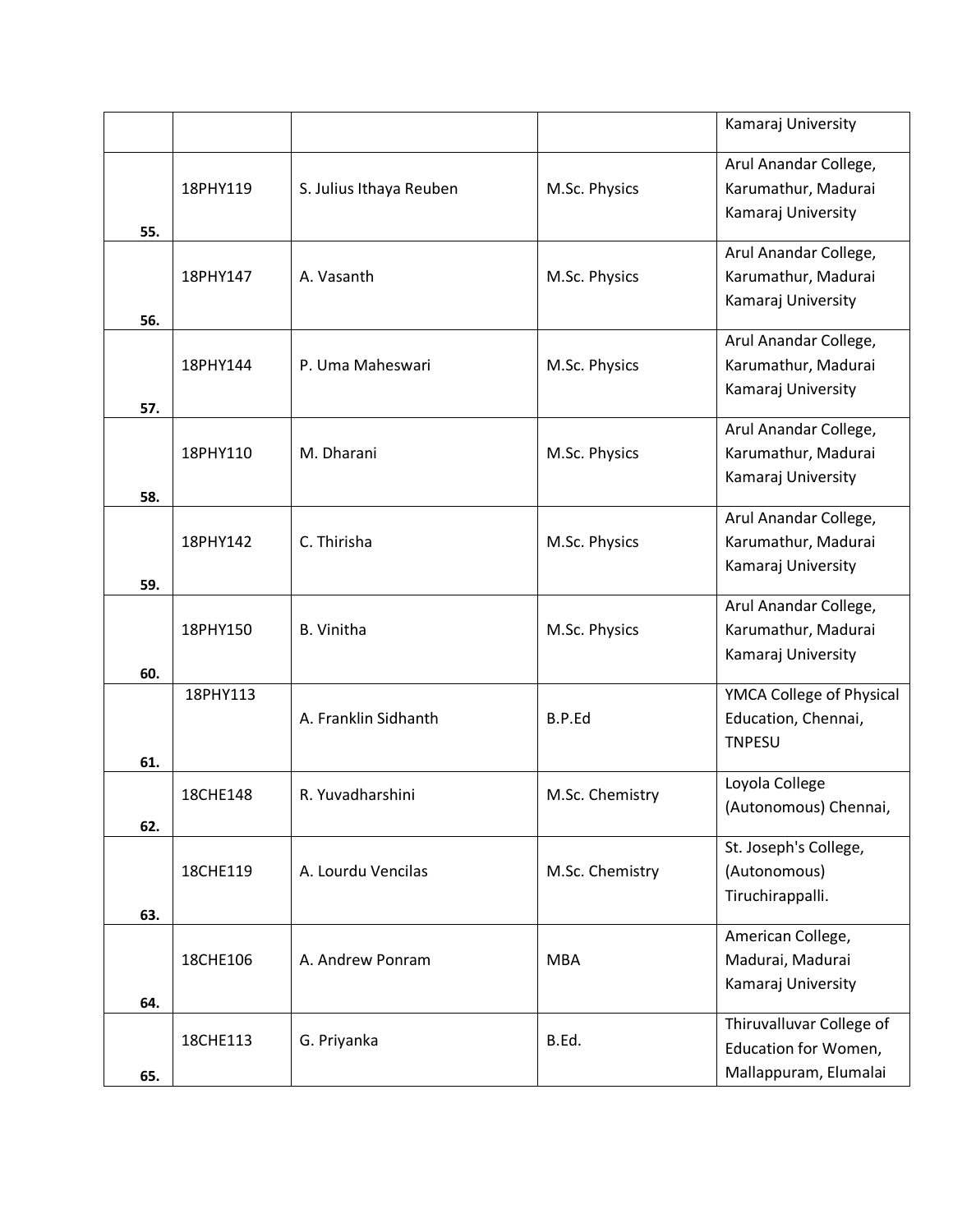| | | | | |
|---|---|---|---|---|
| | | | | Kamaraj University |
| 55. | 18PHY119 | S. Julius Ithaya Reuben | M.Sc. Physics | Arul Anandar College, Karumathur, Madurai Kamaraj University |
| 56. | 18PHY147 | A. Vasanth | M.Sc. Physics | Arul Anandar College, Karumathur, Madurai Kamaraj University |
| 57. | 18PHY144 | P. Uma Maheswari | M.Sc. Physics | Arul Anandar College, Karumathur, Madurai Kamaraj University |
| 58. | 18PHY110 | M. Dharani | M.Sc. Physics | Arul Anandar College, Karumathur, Madurai Kamaraj University |
| 59. | 18PHY142 | C. Thirisha | M.Sc. Physics | Arul Anandar College, Karumathur, Madurai Kamaraj University |
| 60. | 18PHY150 | B. Vinitha | M.Sc. Physics | Arul Anandar College, Karumathur, Madurai Kamaraj University |
| 61. | 18PHY113 | A. Franklin Sidhanth | B.P.Ed | YMCA College of Physical Education, Chennai, TNPESU |
| 62. | 18CHE148 | R. Yuvadharshini | M.Sc. Chemistry | Loyola College (Autonomous) Chennai, |
| 63. | 18CHE119 | A. Lourdu Vencilas | M.Sc. Chemistry | St. Joseph's College, (Autonomous) Tiruchirappalli. |
| 64. | 18CHE106 | A. Andrew Ponram | MBA | American College, Madurai, Madurai Kamaraj University |
| 65. | 18CHE113 | G. Priyanka | B.Ed. | Thiruvalluvar College of Education for Women, Mallappuram, Elumalai |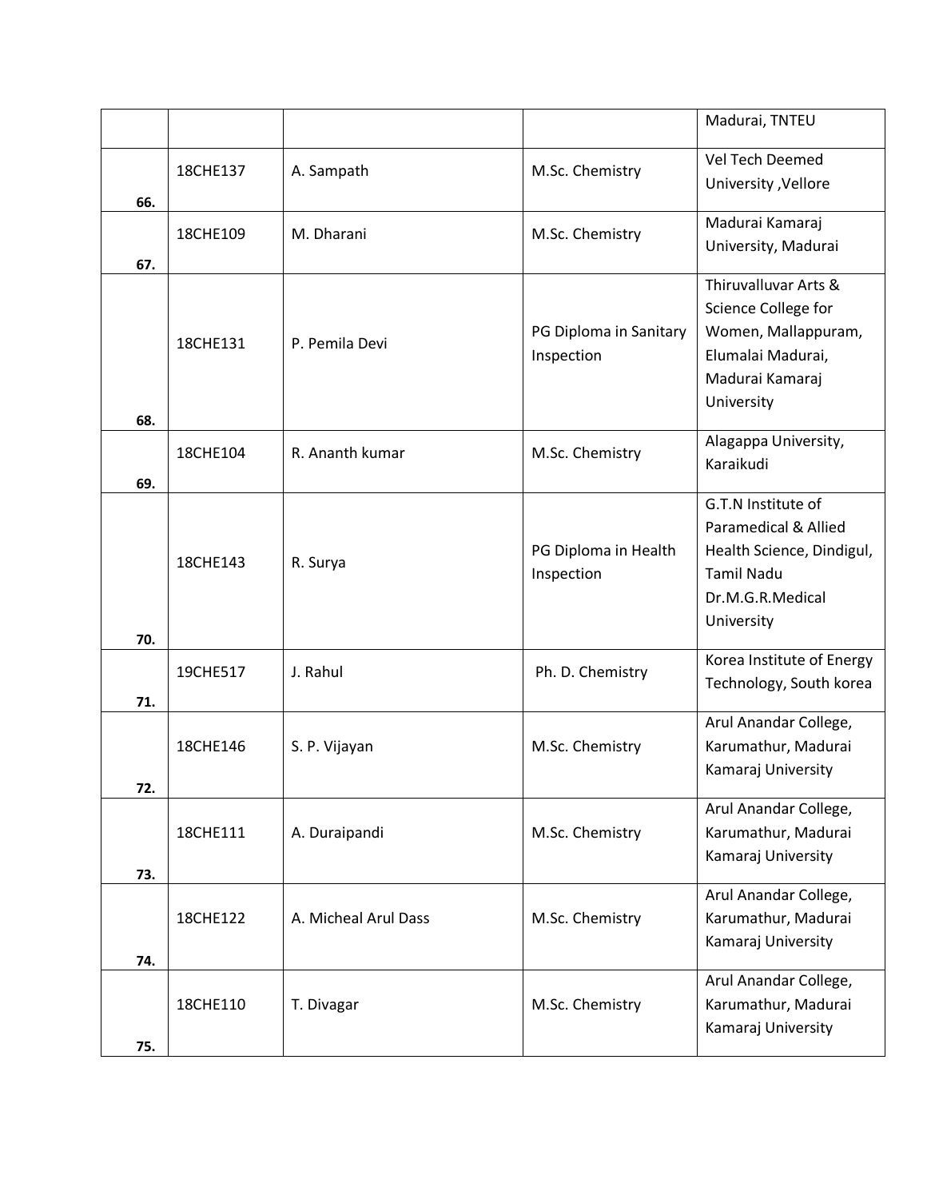| | | | | |
|---|---|---|---|---|
| | | | | Madurai, TNTEU |
| 66. | 18CHE137 | A. Sampath | M.Sc. Chemistry | Vel Tech Deemed University ,Vellore |
| 67. | 18CHE109 | M. Dharani | M.Sc. Chemistry | Madurai Kamaraj University, Madurai |
| 68. | 18CHE131 | P. Pemila Devi | PG Diploma in Sanitary Inspection | Thiruvalluvar Arts & Science College for Women, Mallappuram, Elumalai Madurai, Madurai Kamaraj University |
| 69. | 18CHE104 | R. Ananth kumar | M.Sc. Chemistry | Alagappa University, Karaikudi |
| 70. | 18CHE143 | R. Surya | PG Diploma in Health Inspection | G.T.N Institute of Paramedical & Allied Health Science, Dindigul, Tamil Nadu Dr.M.G.R.Medical University |
| 71. | 19CHE517 | J. Rahul | Ph. D. Chemistry | Korea Institute of Energy Technology, South korea |
| 72. | 18CHE146 | S. P. Vijayan | M.Sc. Chemistry | Arul Anandar College, Karumathur, Madurai Kamaraj University |
| 73. | 18CHE111 | A. Duraipandi | M.Sc. Chemistry | Arul Anandar College, Karumathur, Madurai Kamaraj University |
| 74. | 18CHE122 | A. Micheal Arul Dass | M.Sc. Chemistry | Arul Anandar College, Karumathur, Madurai Kamaraj University |
| 75. | 18CHE110 | T. Divagar | M.Sc. Chemistry | Arul Anandar College, Karumathur, Madurai Kamaraj University |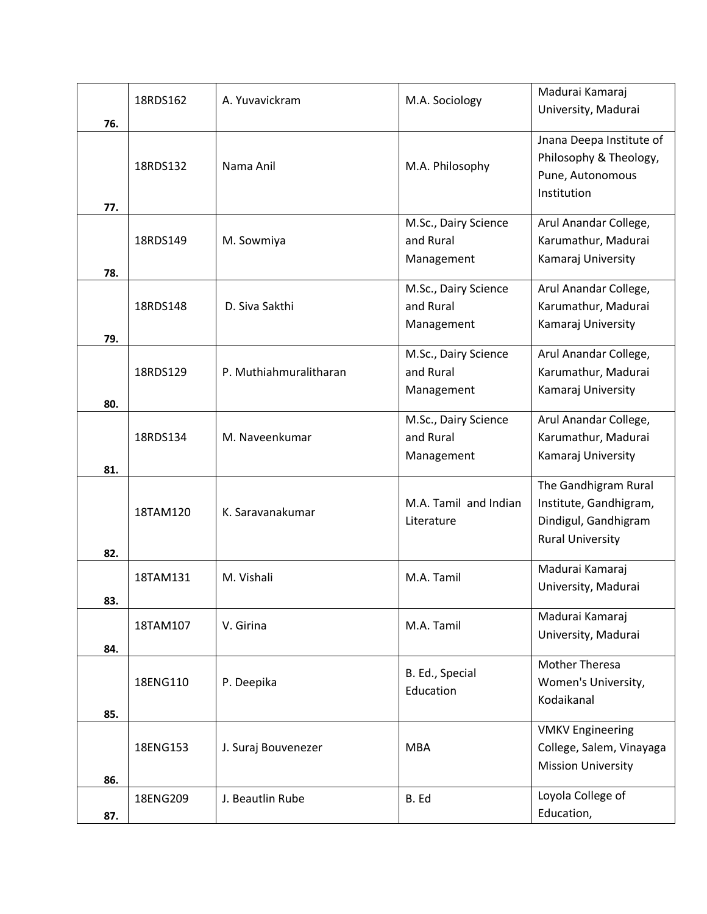| **76.** | 18RDS162 | A. Yuvavickram | M.A. Sociology | Madurai Kamaraj University, Madurai |
|---|---|---|---|---|
| **77.** | 18RDS132 | Nama Anil | M.A. Philosophy | Jnana Deepa Institute of Philosophy & Theology, Pune, Autonomous Institution |
| **78.** | 18RDS149 | M. Sowmiya | M.Sc., Dairy Science and Rural Management | Arul Anandar College, Karumathur, Madurai Kamaraj University |
| **79.** | 18RDS148 | D. Siva Sakthi | M.Sc., Dairy Science and Rural Management | Arul Anandar College, Karumathur, Madurai Kamaraj University |
| **80.** | 18RDS129 | P. Muthiahmuralitharan | M.Sc., Dairy Science and Rural Management | Arul Anandar College, Karumathur, Madurai Kamaraj University |
| **81.** | 18RDS134 | M. Naveenkumar | M.Sc., Dairy Science and Rural Management | Arul Anandar College, Karumathur, Madurai Kamaraj University |
| **82.** | 18TAM120 | K. Saravanakumar | M.A. Tamil and Indian Literature | The Gandhigram Rural Institute, Gandhigram, Dindigul, Gandhigram Rural University |
| **83.** | 18TAM131 | M. Vishali | M.A. Tamil | Madurai Kamaraj University, Madurai |
| **84.** | 18TAM107 | V. Girina | M.A. Tamil | Madurai Kamaraj University, Madurai |
| **85.** | 18ENG110 | P. Deepika | B. Ed., Special Education | Mother Theresa Women's University, Kodaikanal |
| **86.** | 18ENG153 | J. Suraj Bouvenezer | MBA | VMKV Engineering College, Salem, Vinayaga Mission University |
| **87.** | 18ENG209 | J. Beautlin Rube | B. Ed | Loyola College of Education, |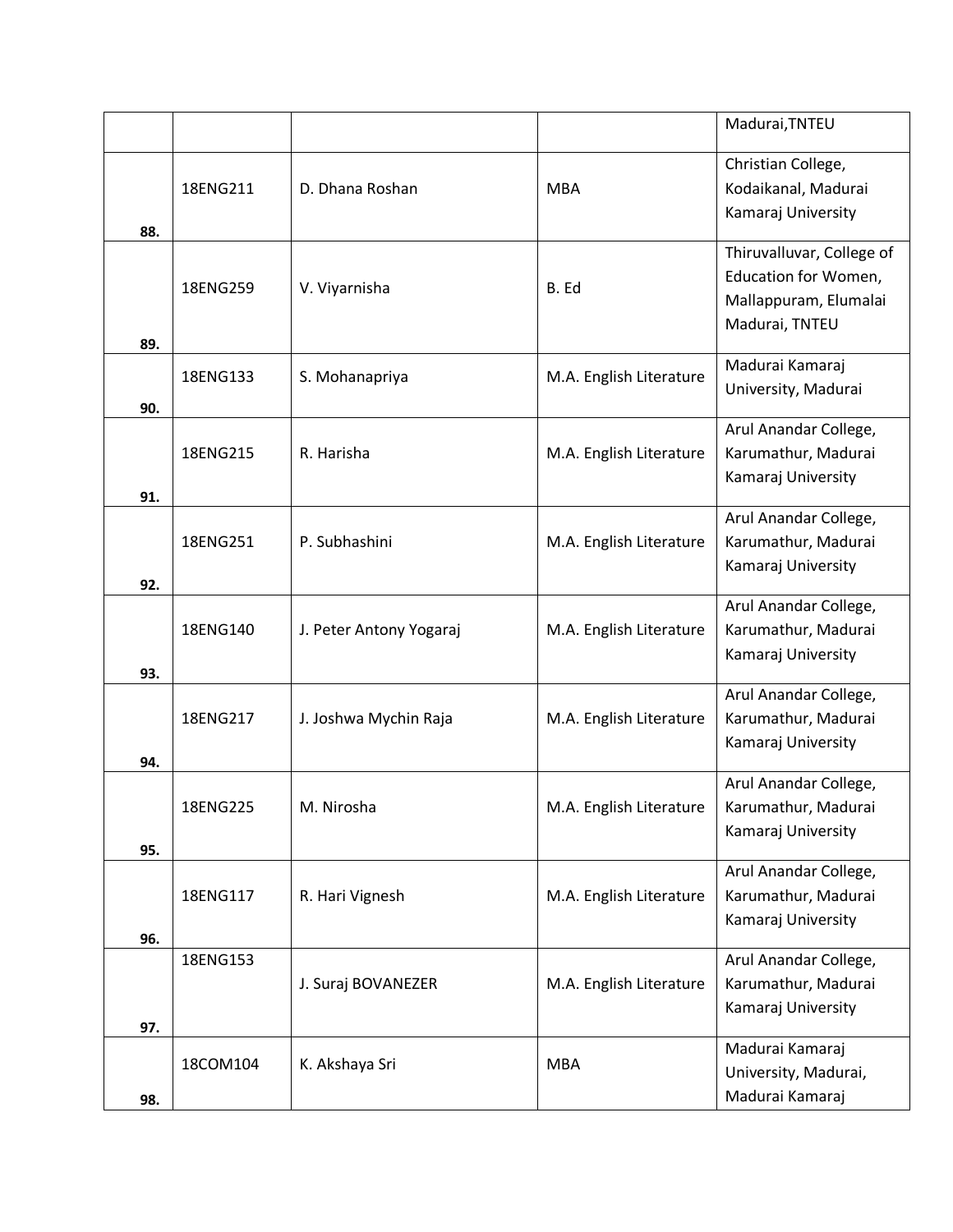| | | | | |
|---|---|---|---|---|
| | | | | Madurai,TNTEU |
| **88.** | 18ENG211 | D. Dhana Roshan | MBA | Christian College, Kodaikanal, Madurai Kamaraj University |
| **89.** | 18ENG259 | V. Viyarnisha | B. Ed | Thiruvalluvar, College of Education for Women, Mallappuram, Elumalai Madurai, TNTEU |
| **90.** | 18ENG133 | S. Mohanapriya | M.A. English Literature | Madurai Kamaraj University, Madurai |
| **91.** | 18ENG215 | R. Harisha | M.A. English Literature | Arul Anandar College, Karumathur, Madurai Kamaraj University |
| **92.** | 18ENG251 | P. Subhashini | M.A. English Literature | Arul Anandar College, Karumathur, Madurai Kamaraj University |
| **93.** | 18ENG140 | J. Peter Antony Yogaraj | M.A. English Literature | Arul Anandar College, Karumathur, Madurai Kamaraj University |
| **94.** | 18ENG217 | J. Joshwa Mychin Raja | M.A. English Literature | Arul Anandar College, Karumathur, Madurai Kamaraj University |
| **95.** | 18ENG225 | M. Nirosha | M.A. English Literature | Arul Anandar College, Karumathur, Madurai Kamaraj University |
| **96.** | 18ENG117 | R. Hari Vignesh | M.A. English Literature | Arul Anandar College, Karumathur, Madurai Kamaraj University |
| **97.** | 18ENG153 | J. Suraj BOVANEZER | M.A. English Literature | Arul Anandar College, Karumathur, Madurai Kamaraj University |
| **98.** | 18COM104 | K. Akshaya Sri | MBA | Madurai Kamaraj University, Madurai, Madurai Kamaraj |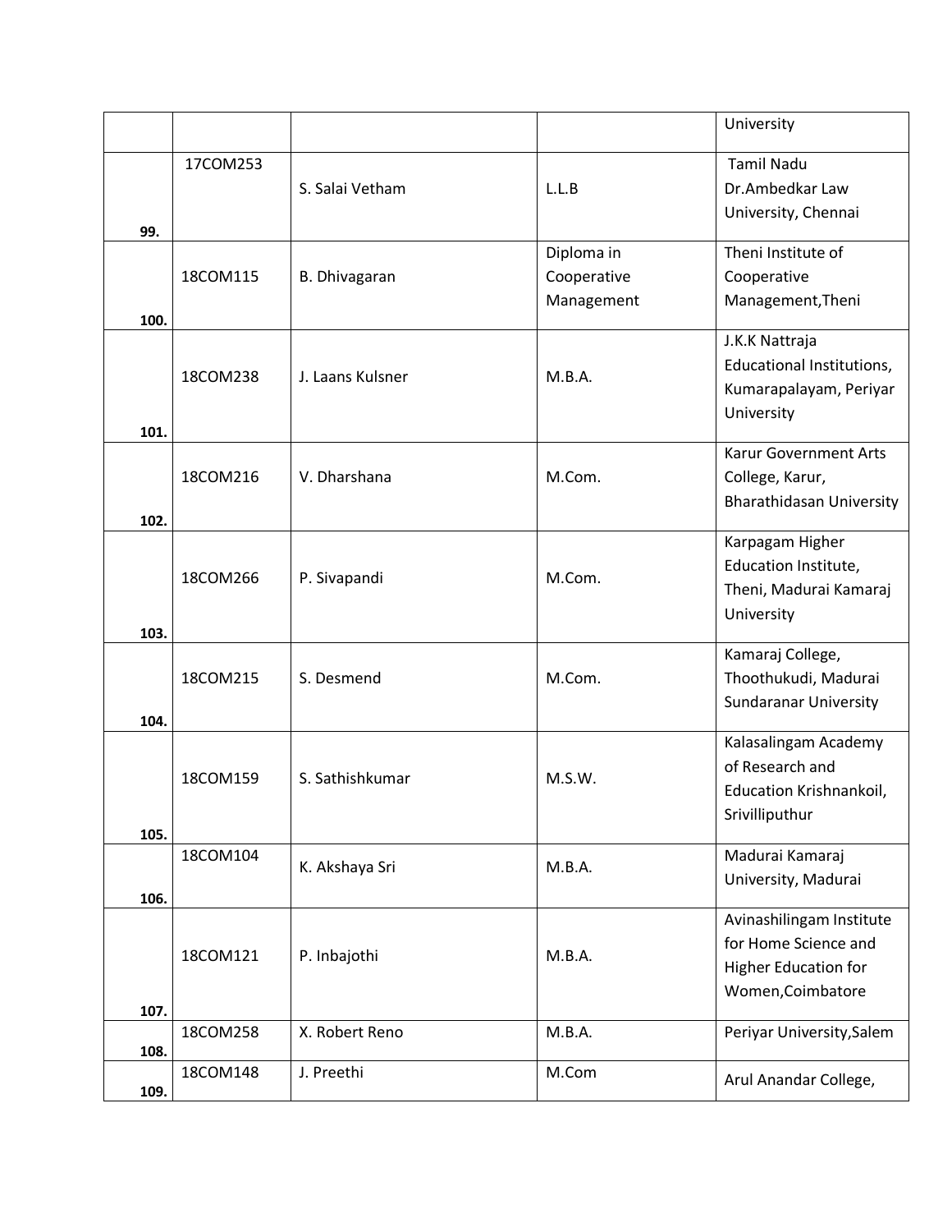| | | | | University |
|---|---|---|---|---|
| 99. | 17COM253 | S. Salai Vetham | L.L.B | Tamil Nadu Dr.Ambedkar Law University, Chennai |
| 100. | 18COM115 | B. Dhivagaran | Diploma in Cooperative Management | Theni Institute of Cooperative Management,Theni |
| 101. | 18COM238 | J. Laans Kulsner | M.B.A. | J.K.K Nattraja Educational Institutions, Kumarapalayam, Periyar University |
| 102. | 18COM216 | V. Dharshana | M.Com. | Karur Government Arts College, Karur, Bharathidasan University |
| 103. | 18COM266 | P. Sivapandi | M.Com. | Karpagam Higher Education Institute, Theni, Madurai Kamaraj University |
| 104. | 18COM215 | S. Desmend | M.Com. | Kamaraj College, Thoothukudi, Madurai Sundaranar University |
| 105. | 18COM159 | S. Sathishkumar | M.S.W. | Kalasalingam Academy of Research and Education Krishnankoil, Srivilliputhur |
| 106. | 18COM104 | K. Akshaya Sri | M.B.A. | Madurai Kamaraj University, Madurai |
| 107. | 18COM121 | P. Inbajothi | M.B.A. | Avinashilingam Institute for Home Science and Higher Education for Women,Coimbatore |
| 108. | 18COM258 | X. Robert Reno | M.B.A. | Periyar University,Salem |
| 109. | 18COM148 | J. Preethi | M.Com | Arul Anandar College, |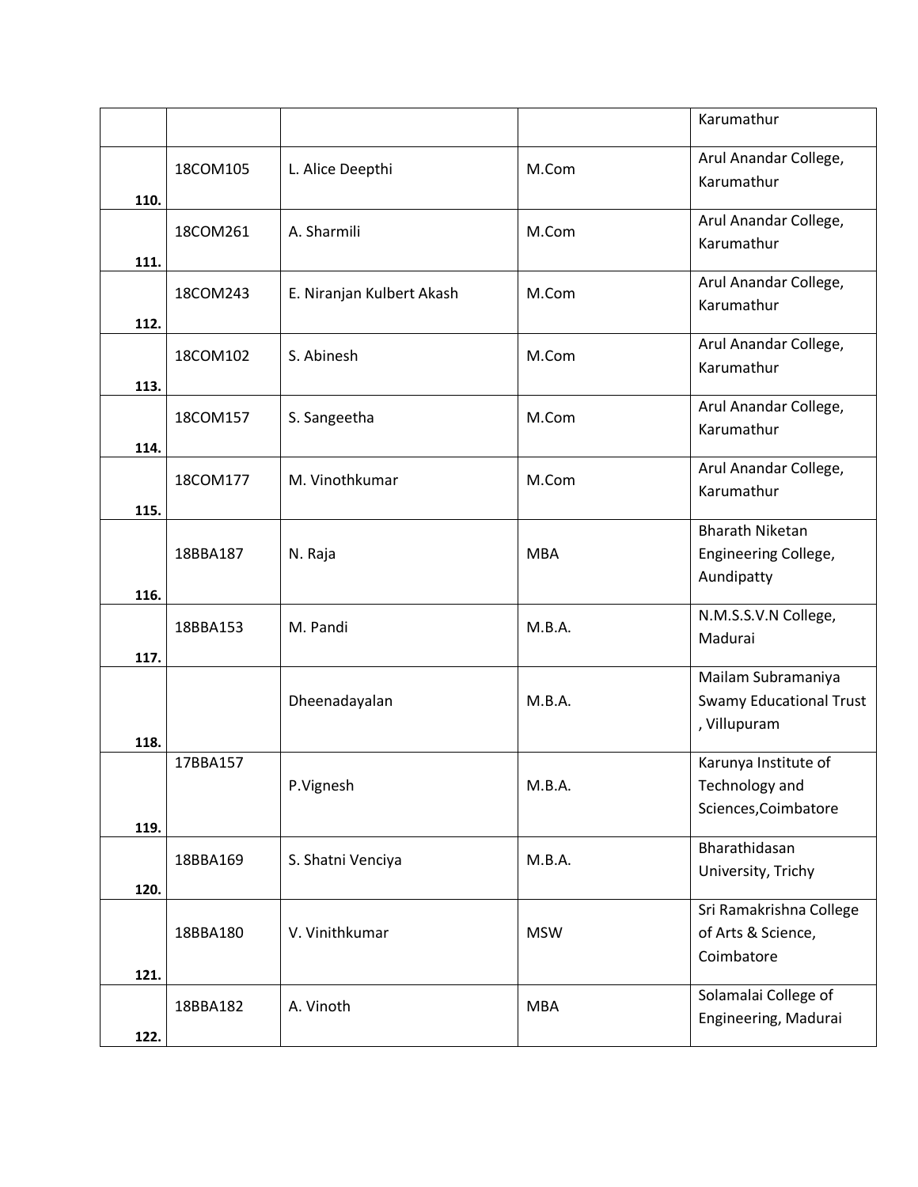| | | | | |
|---|---|---|---|---|
| | | | | Karumathur |
| **110.** | 18COM105 | L. Alice Deepthi | M.Com | Arul Anandar College, Karumathur |
| **111.** | 18COM261 | A. Sharmili | M.Com | Arul Anandar College, Karumathur |
| **112.** | 18COM243 | E. Niranjan Kulbert Akash | M.Com | Arul Anandar College, Karumathur |
| **113.** | 18COM102 | S. Abinesh | M.Com | Arul Anandar College, Karumathur |
| **114.** | 18COM157 | S. Sangeetha | M.Com | Arul Anandar College, Karumathur |
| **115.** | 18COM177 | M. Vinothkumar | M.Com | Arul Anandar College, Karumathur |
| **116.** | 18BBA187 | N. Raja | MBA | Bharath Niketan Engineering College, Aundipatty |
| **117.** | 18BBA153 | M. Pandi | M.B.A. | N.M.S.S.V.N College, Madurai |
| **118.** | | Dheenadayalan | M.B.A. | Mailam Subramaniya Swamy Educational Trust , Villupuram |
| **119.** | 17BBA157 | P.Vignesh | M.B.A. | Karunya Institute of Technology and Sciences,Coimbatore |
| **120.** | 18BBA169 | S. Shatni Venciya | M.B.A. | Bharathidasan University, Trichy |
| **121.** | 18BBA180 | V. Vinithkumar | MSW | Sri Ramakrishna College of Arts & Science, Coimbatore |
| **122.** | 18BBA182 | A. Vinoth | MBA | Solamalai College of Engineering, Madurai |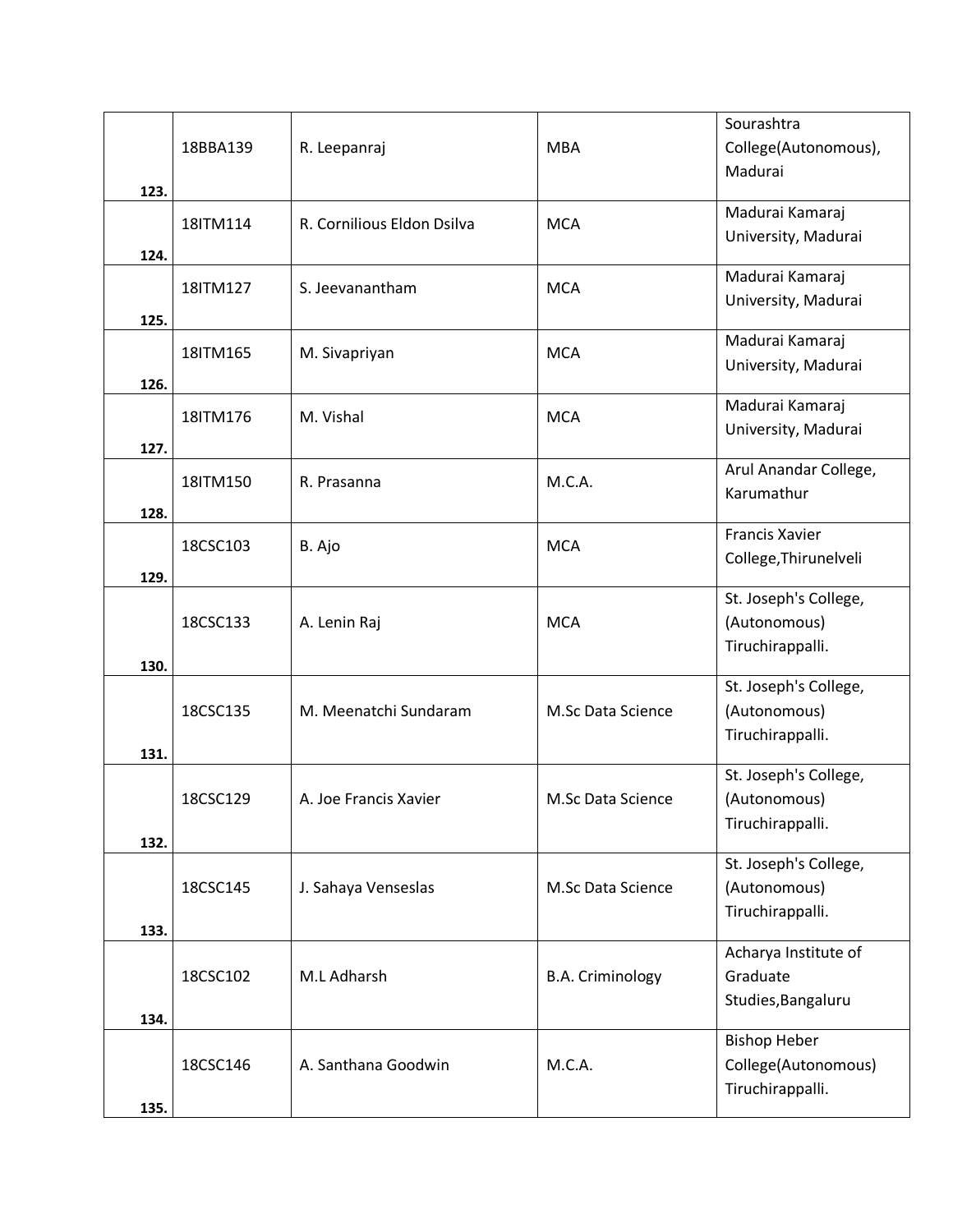| 123. | 18BBA139 | R. Leepanraj | MBA | Sourashtra College(Autonomous), Madurai |
|---|---|---|---|---|
| 124. | 18ITM114 | R. Cornilious Eldon Dsilva | MCA | Madurai Kamaraj University, Madurai |
| 125. | 18ITM127 | S. Jeevanantham | MCA | Madurai Kamaraj University, Madurai |
| 126. | 18ITM165 | M. Sivapriyan | MCA | Madurai Kamaraj University, Madurai |
| 127. | 18ITM176 | M. Vishal | MCA | Madurai Kamaraj University, Madurai |
| 128. | 18ITM150 | R. Prasanna | M.C.A. | Arul Anandar College, Karumathur |
| 129. | 18CSC103 | B. Ajo | MCA | Francis Xavier College,Thirunelveli |
| 130. | 18CSC133 | A. Lenin Raj | MCA | St. Joseph's College, (Autonomous) Tiruchirappalli. |
| 131. | 18CSC135 | M. Meenatchi Sundaram | M.Sc Data Science | St. Joseph's College, (Autonomous) Tiruchirappalli. |
| 132. | 18CSC129 | A. Joe Francis Xavier | M.Sc Data Science | St. Joseph's College, (Autonomous) Tiruchirappalli. |
| 133. | 18CSC145 | J. Sahaya Venseslas | M.Sc Data Science | St. Joseph's College, (Autonomous) Tiruchirappalli. |
| 134. | 18CSC102 | M.L Adharsh | B.A. Criminology | Acharya Institute of Graduate Studies,Bangaluru |
| 135. | 18CSC146 | A. Santhana Goodwin | M.C.A. | Bishop Heber College(Autonomous) Tiruchirappalli. |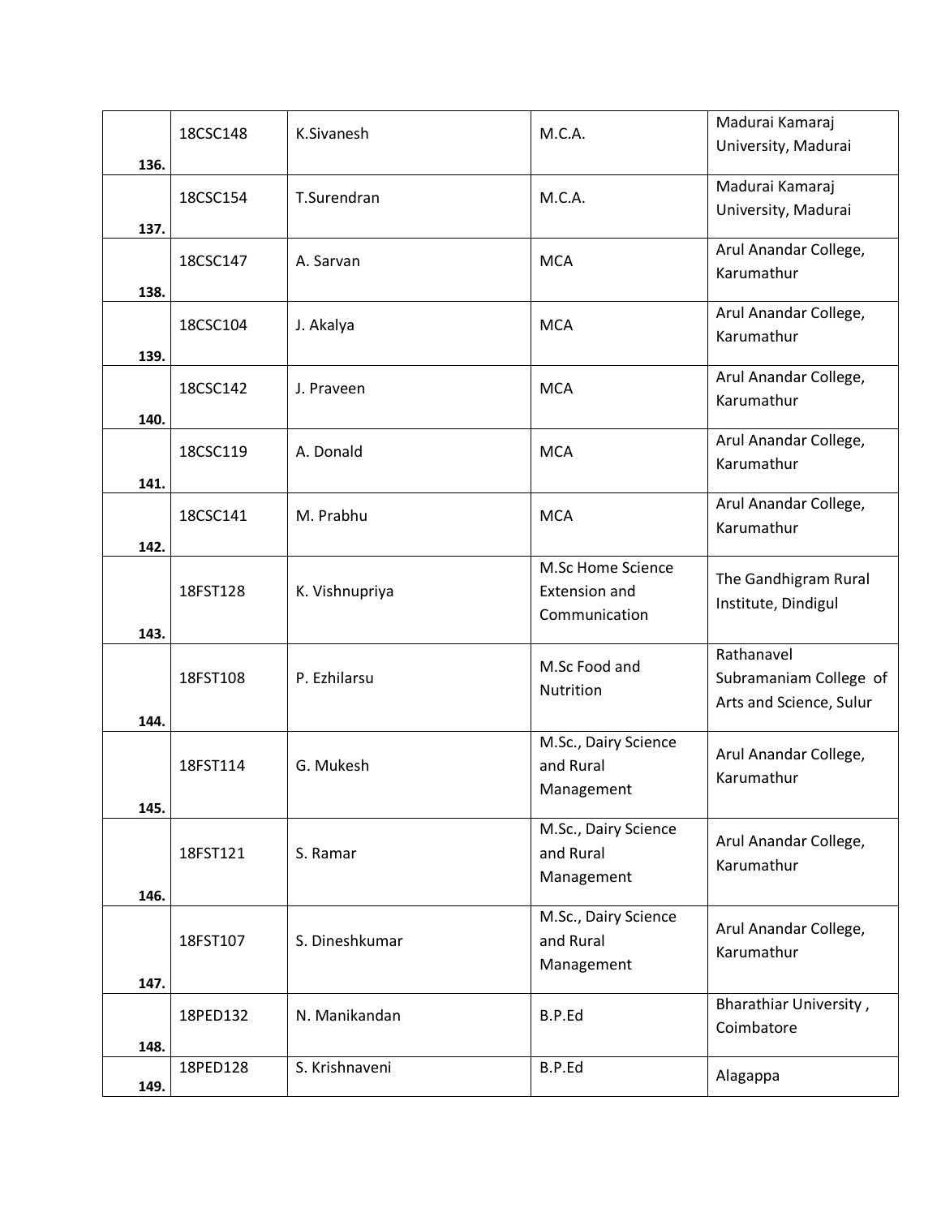| | | | | |
|---|---|---|---|---|
| 136. | 18CSC148 | K.Sivanesh | M.C.A. | Madurai Kamaraj University, Madurai |
| 137. | 18CSC154 | T.Surendran | M.C.A. | Madurai Kamaraj University, Madurai |
| 138. | 18CSC147 | A. Sarvan | MCA | Arul Anandar College, Karumathur |
| 139. | 18CSC104 | J. Akalya | MCA | Arul Anandar College, Karumathur |
| 140. | 18CSC142 | J. Praveen | MCA | Arul Anandar College, Karumathur |
| 141. | 18CSC119 | A. Donald | MCA | Arul Anandar College, Karumathur |
| 142. | 18CSC141 | M. Prabhu | MCA | Arul Anandar College, Karumathur |
| 143. | 18FST128 | K. Vishnupriya | M.Sc Home Science Extension and Communication | The Gandhigram Rural Institute, Dindigul |
| 144. | 18FST108 | P. Ezhilarsu | M.Sc Food and Nutrition | Rathanavel Subramaniam College of Arts and Science, Sulur |
| 145. | 18FST114 | G. Mukesh | M.Sc., Dairy Science and Rural Management | Arul Anandar College, Karumathur |
| 146. | 18FST121 | S. Ramar | M.Sc., Dairy Science and Rural Management | Arul Anandar College, Karumathur |
| 147. | 18FST107 | S. Dineshkumar | M.Sc., Dairy Science and Rural Management | Arul Anandar College, Karumathur |
| 148. | 18PED132 | N. Manikandan | B.P.Ed | Bharathiar University , Coimbatore |
| 149. | 18PED128 | S. Krishnaveni | B.P.Ed | Alagappa |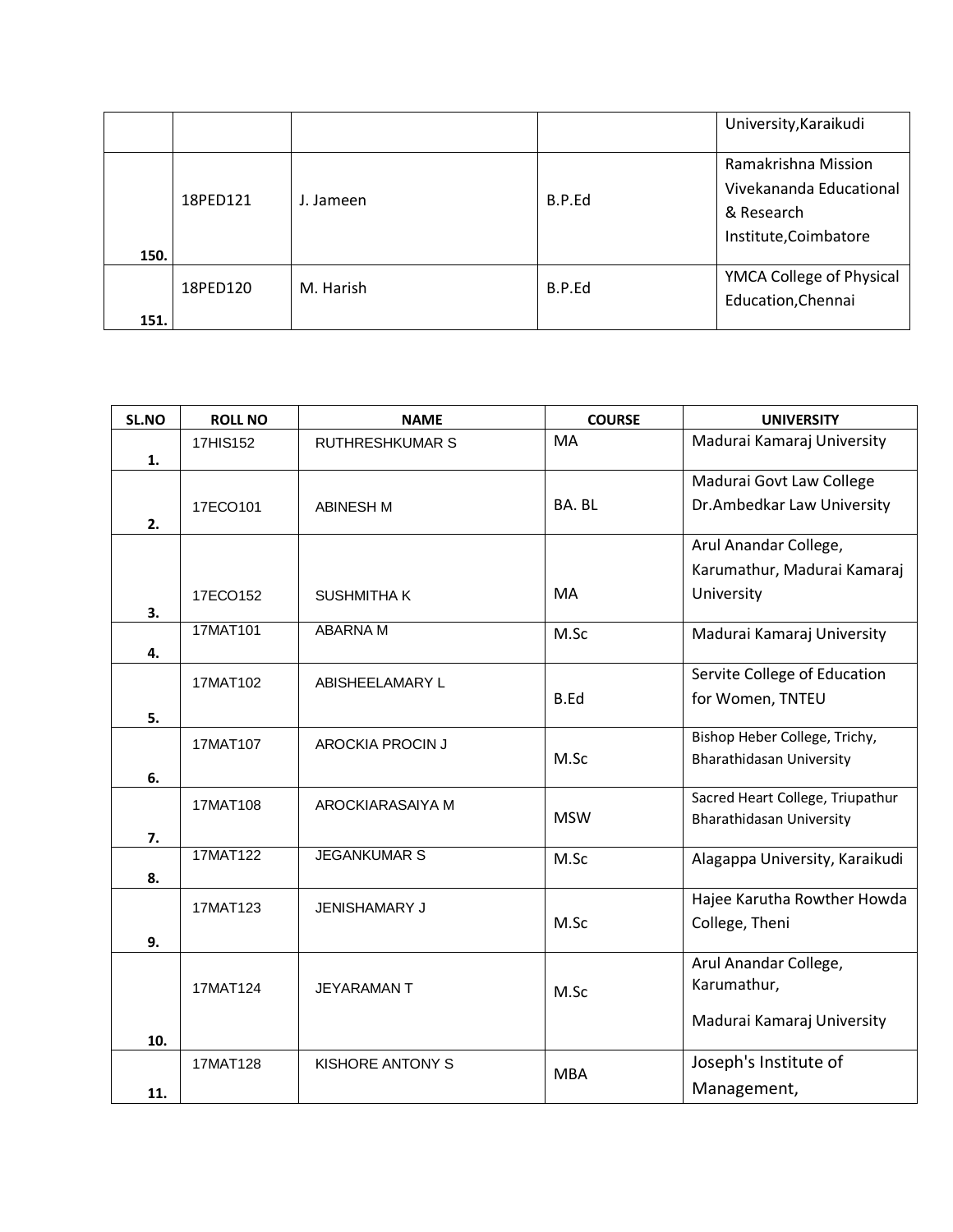|  |  |  |  | University,Karaikudi |
|---|---|---|---|---|
| 150. | 18PED121 | J. Jameen | B.P.Ed | Ramakrishna Mission Vivekananda Educational & Research Institute,Coimbatore |
| 151. | 18PED120 | M. Harish | B.P.Ed | YMCA College of Physical Education,Chennai |

| SL.NO | ROLL NO | NAME | COURSE | UNIVERSITY |
|---|---|---|---|---|
| 1. | 17HIS152 | RUTHRESHKUMAR S | MA | Madurai Kamaraj University |
| 2. | 17ECO101 | ABINESH M | BA. BL | Madurai Govt Law College Dr.Ambedkar Law University |
| 3. | 17ECO152 | SUSHMITHA K | MA | Arul Anandar College, Karumathur, Madurai Kamaraj University |
| 4. | 17MAT101 | ABARNA M | M.Sc | Madurai Kamaraj University |
| 5. | 17MAT102 | ABISHEELAMARY L | B.Ed | Servite College of Education for Women, TNTEU |
| 6. | 17MAT107 | AROCKIA PROCIN J | M.Sc | Bishop Heber College, Trichy, Bharathidasan University |
| 7. | 17MAT108 | AROCKIARASAIYA M | MSW | Sacred Heart College, Triupathur Bharathidasan University |
| 8. | 17MAT122 | JEGANKUMAR S | M.Sc | Alagappa University, Karaikudi |
| 9. | 17MAT123 | JENISHAMARY J | M.Sc | Hajee Karutha Rowther Howda College, Theni |
| 10. | 17MAT124 | JEYARAMAN T | M.Sc | Arul Anandar College, Karumathur, Madurai Kamaraj University |
| 11. | 17MAT128 | KISHORE ANTONY S | MBA | Joseph's Institute of Management, |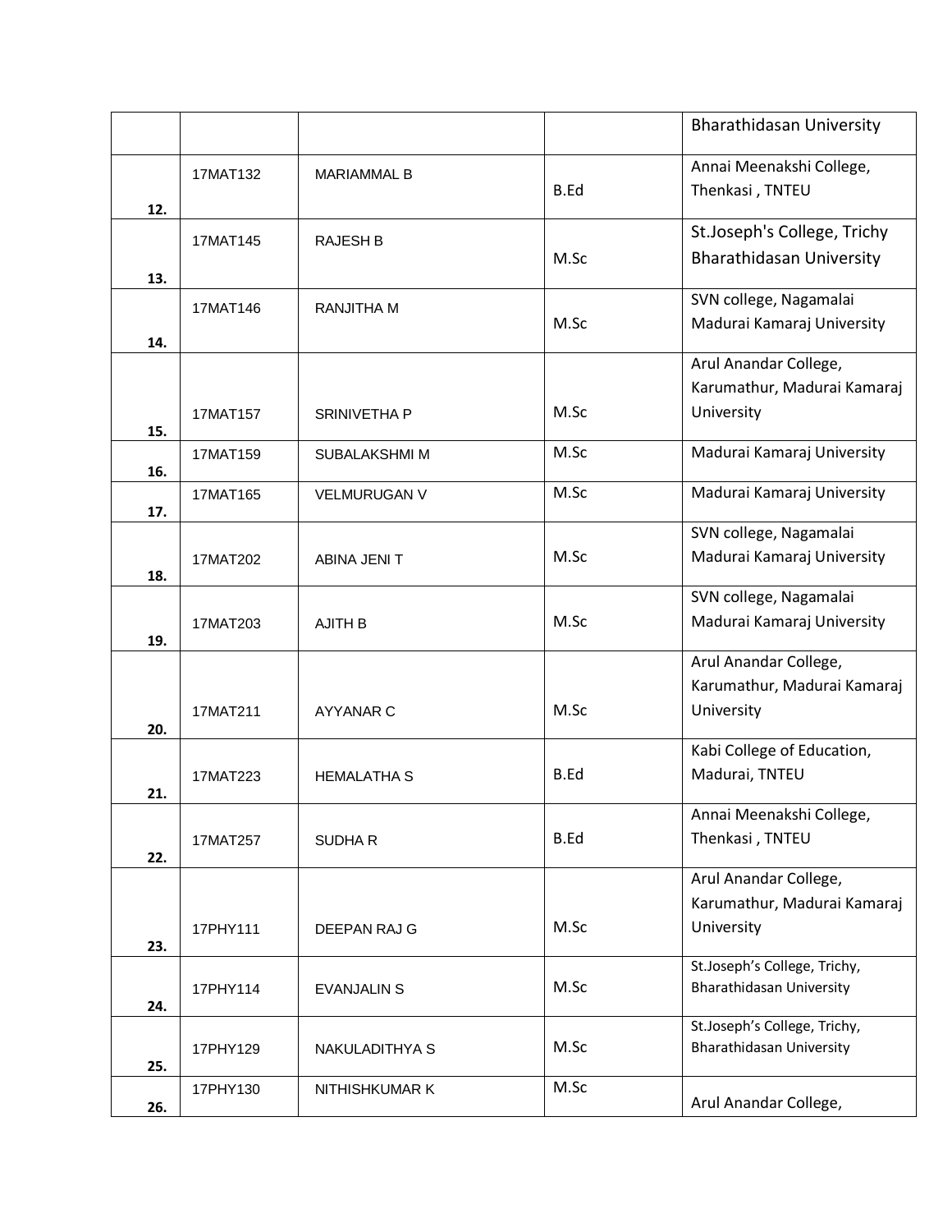| | | | | |
|---|---|---|---|---|
| | | | | Bharathidasan University |
| 12. | 17MAT132 | MARIAMMAL B | B.Ed | Annai Meenakshi College, Thenkasi , TNTEU |
| 13. | 17MAT145 | RAJESH B | M.Sc | St.Joseph's College, Trichy Bharathidasan University |
| 14. | 17MAT146 | RANJITHA M | M.Sc | SVN college, Nagamalai Madurai Kamaraj University |
| 15. | 17MAT157 | SRINIVETHA P | M.Sc | Arul Anandar College, Karumathur, Madurai Kamaraj University |
| 16. | 17MAT159 | SUBALAKSHMI M | M.Sc | Madurai Kamaraj University |
| 17. | 17MAT165 | VELMURUGAN V | M.Sc | Madurai Kamaraj University |
| 18. | 17MAT202 | ABINA JENI T | M.Sc | SVN college, Nagamalai Madurai Kamaraj University |
| 19. | 17MAT203 | AJITH B | M.Sc | SVN college, Nagamalai Madurai Kamaraj University |
| 20. | 17MAT211 | AYYANAR C | M.Sc | Arul Anandar College, Karumathur, Madurai Kamaraj University |
| 21. | 17MAT223 | HEMALATHA S | B.Ed | Kabi College of Education, Madurai, TNTEU |
| 22. | 17MAT257 | SUDHA R | B.Ed | Annai Meenakshi College, Thenkasi , TNTEU |
| 23. | 17PHY111 | DEEPAN RAJ G | M.Sc | Arul Anandar College, Karumathur, Madurai Kamaraj University |
| 24. | 17PHY114 | EVANJALIN S | M.Sc | St.Joseph's College, Trichy, Bharathidasan University |
| 25. | 17PHY129 | NAKULADITHYA S | M.Sc | St.Joseph's College, Trichy, Bharathidasan University |
| 26. | 17PHY130 | NITHISHKUMAR K | M.Sc | Arul Anandar College, |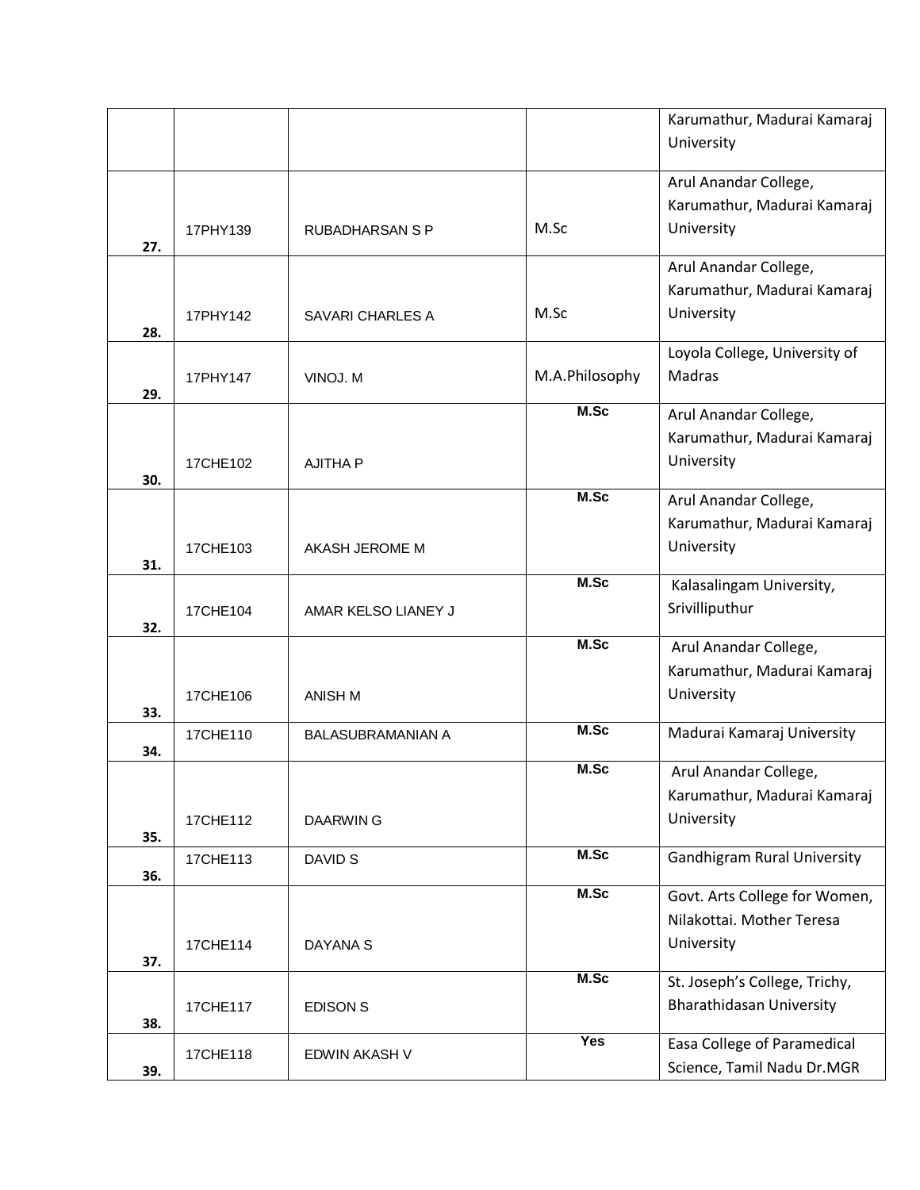|  |  |  |  | Karumathur, Madurai Kamaraj University |
|---|---|---|---|---|
| 27. | 17PHY139 | RUBADHARSAN S P | M.Sc | Arul Anandar College, Karumathur, Madurai Kamaraj University |
| 28. | 17PHY142 | SAVARI CHARLES A | M.Sc | Arul Anandar College, Karumathur, Madurai Kamaraj University |
| 29. | 17PHY147 | VINOJ. M | M.A.Philosophy | Loyola College, University of Madras |
| 30. | 17CHE102 | AJITHA P | M.Sc | Arul Anandar College, Karumathur, Madurai Kamaraj University |
| 31. | 17CHE103 | AKASH JEROME M | M.Sc | Arul Anandar College, Karumathur, Madurai Kamaraj University |
| 32. | 17CHE104 | AMAR KELSO LIANEY J | M.Sc | Kalasalingam University, Srivilliputhur |
| 33. | 17CHE106 | ANISH M | M.Sc | Arul Anandar College, Karumathur, Madurai Kamaraj University |
| 34. | 17CHE110 | BALASUBRAMANIAN A | M.Sc | Madurai Kamaraj University |
| 35. | 17CHE112 | DAARWIN G | M.Sc | Arul Anandar College, Karumathur, Madurai Kamaraj University |
| 36. | 17CHE113 | DAVID S | M.Sc | Gandhigram Rural University |
| 37. | 17CHE114 | DAYANA S | M.Sc | Govt. Arts College for Women, Nilakottai. Mother Teresa University |
| 38. | 17CHE117 | EDISON S | M.Sc | St. Joseph's College, Trichy, Bharathidasan University |
| 39. | 17CHE118 | EDWIN AKASH V | Yes | Easa College of Paramedical Science, Tamil Nadu Dr.MGR |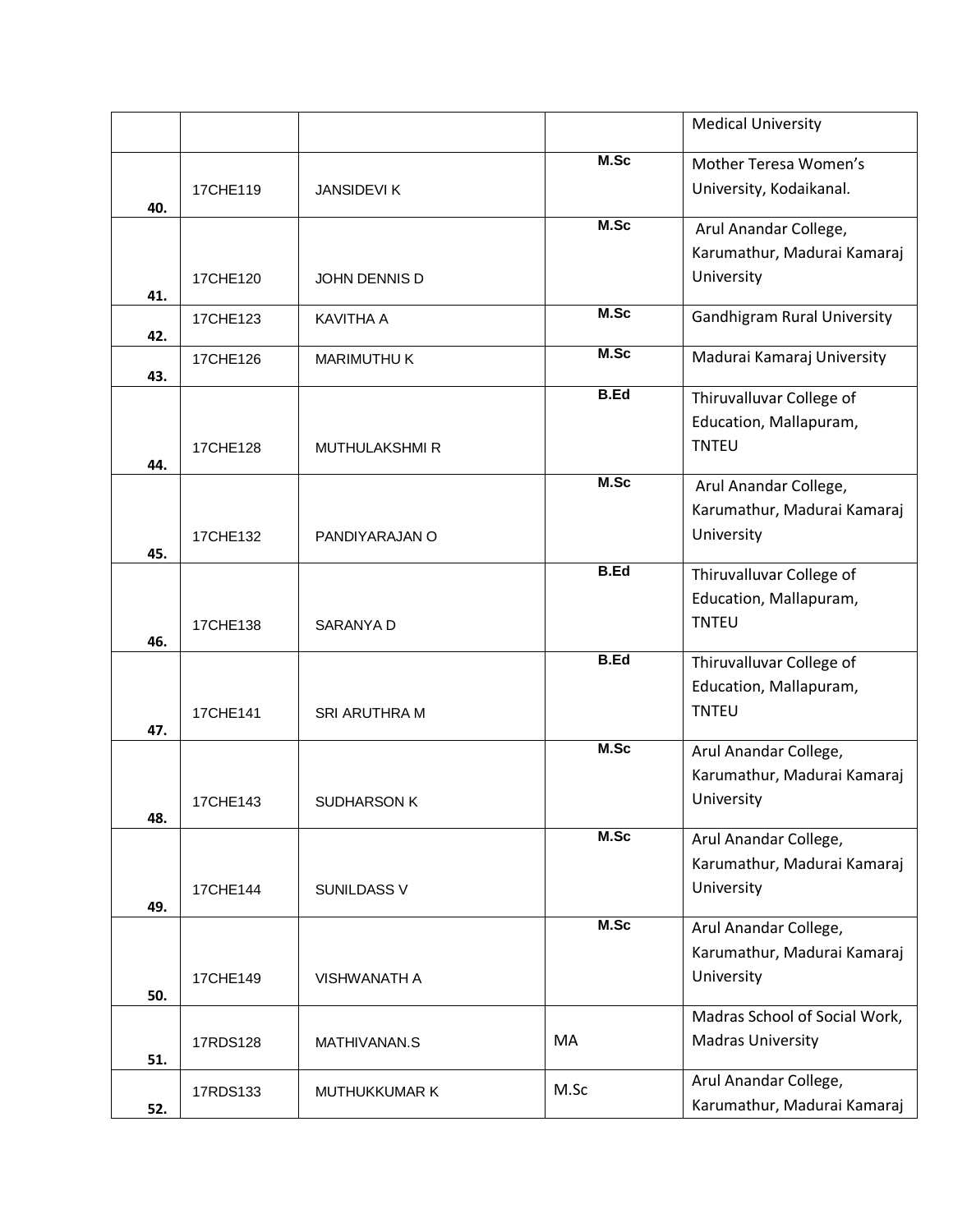| | | | | |
|---|---|---|---|---|
| | | | | Medical University |
| 40. | 17CHE119 | JANSIDEVI K | **M.Sc** | Mother Teresa Women's University, Kodaikanal. |
| 41. | 17CHE120 | JOHN DENNIS D | **M.Sc** | Arul Anandar College, Karumathur, Madurai Kamaraj University |
| 42. | 17CHE123 | KAVITHA A | **M.Sc** | Gandhigram Rural University |
| 43. | 17CHE126 | MARIMUTHU K | **M.Sc** | Madurai Kamaraj University |
| 44. | 17CHE128 | MUTHULAKSHMI R | **B.Ed** | Thiruvalluvar College of Education, Mallapuram, TNTEU |
| 45. | 17CHE132 | PANDIYARAJAN O | **M.Sc** | Arul Anandar College, Karumathur, Madurai Kamaraj University |
| 46. | 17CHE138 | SARANYA D | **B.Ed** | Thiruvalluvar College of Education, Mallapuram, TNTEU |
| 47. | 17CHE141 | SRI ARUTHRA M | **B.Ed** | Thiruvalluvar College of Education, Mallapuram, TNTEU |
| 48. | 17CHE143 | SUDHARSON K | **M.Sc** | Arul Anandar College, Karumathur, Madurai Kamaraj University |
| 49. | 17CHE144 | SUNILDASS V | **M.Sc** | Arul Anandar College, Karumathur, Madurai Kamaraj University |
| 50. | 17CHE149 | VISHWANATH A | **M.Sc** | Arul Anandar College, Karumathur, Madurai Kamaraj University |
| 51. | 17RDS128 | MATHIVANAN.S | MA | Madras School of Social Work, Madras University |
| 52. | 17RDS133 | MUTHUKKUMAR K | M.Sc | Arul Anandar College, Karumathur, Madurai Kamaraj |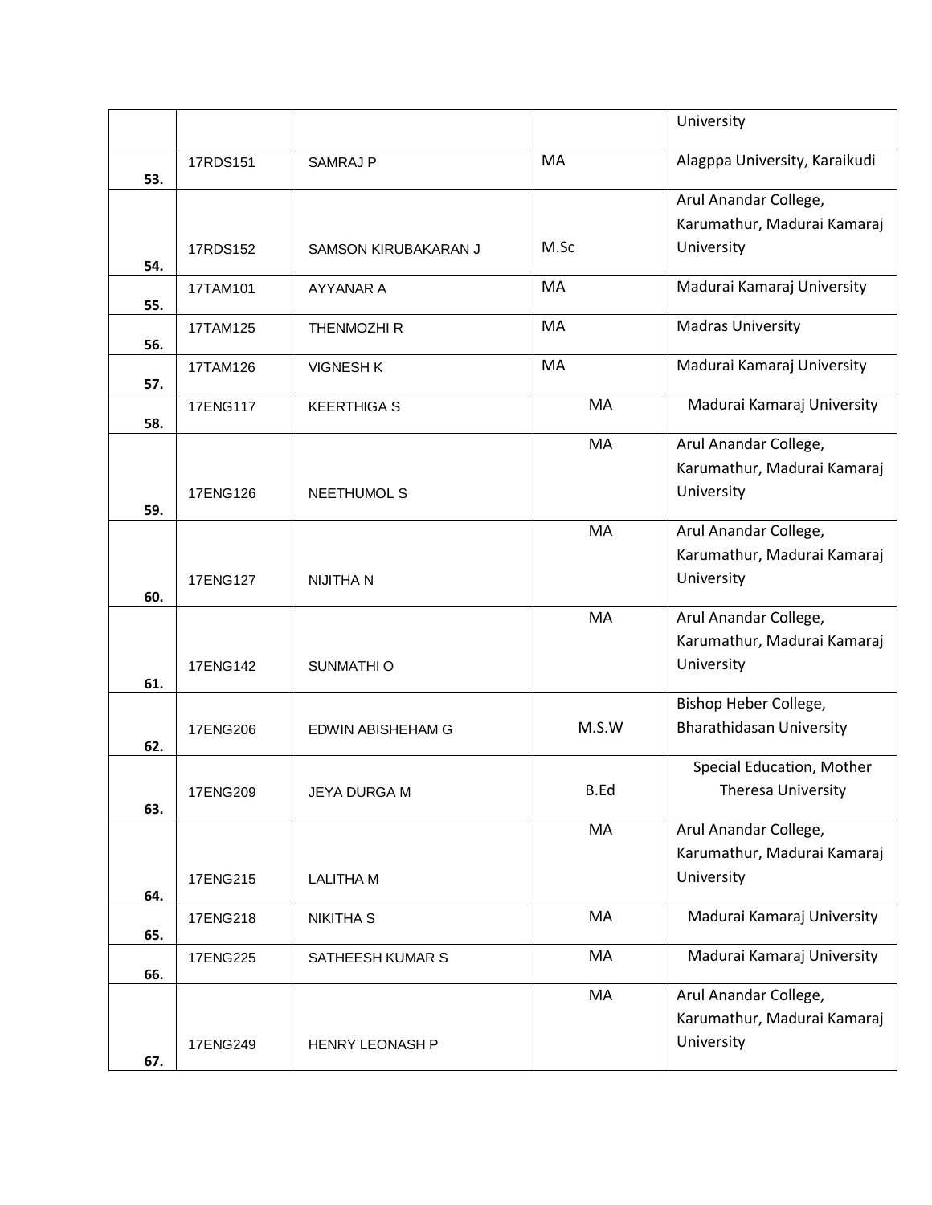|  |  |  |  | University |
|---|---|---|---|---|
| 53. | 17RDS151 | SAMRAJ P | MA | Alagppa University, Karaikudi |
| 54. | 17RDS152 | SAMSON KIRUBAKARAN J | M.Sc | Arul Anandar College, Karumathur, Madurai Kamaraj University |
| 55. | 17TAM101 | AYYANAR A | MA | Madurai Kamaraj University |
| 56. | 17TAM125 | THENMOZHI R | MA | Madras University |
| 57. | 17TAM126 | VIGNESH K | MA | Madurai Kamaraj University |
| 58. | 17ENG117 | KEERTHIGA S | MA | Madurai Kamaraj University |
| 59. | 17ENG126 | NEETHUMOL S | MA | Arul Anandar College, Karumathur, Madurai Kamaraj University |
| 60. | 17ENG127 | NIJITHA N | MA | Arul Anandar College, Karumathur, Madurai Kamaraj University |
| 61. | 17ENG142 | SUNMATHI O | MA | Arul Anandar College, Karumathur, Madurai Kamaraj University |
| 62. | 17ENG206 | EDWIN ABISHEHAM G | M.S.W | Bishop Heber College, Bharathidasan University |
| 63. | 17ENG209 | JEYA DURGA M | B.Ed | Special Education, Mother Theresa University |
| 64. | 17ENG215 | LALITHA M | MA | Arul Anandar College, Karumathur, Madurai Kamaraj University |
| 65. | 17ENG218 | NIKITHA S | MA | Madurai Kamaraj University |
| 66. | 17ENG225 | SATHEESH KUMAR S | MA | Madurai Kamaraj University |
| 67. | 17ENG249 | HENRY LEONASH P | MA | Arul Anandar College, Karumathur, Madurai Kamaraj University |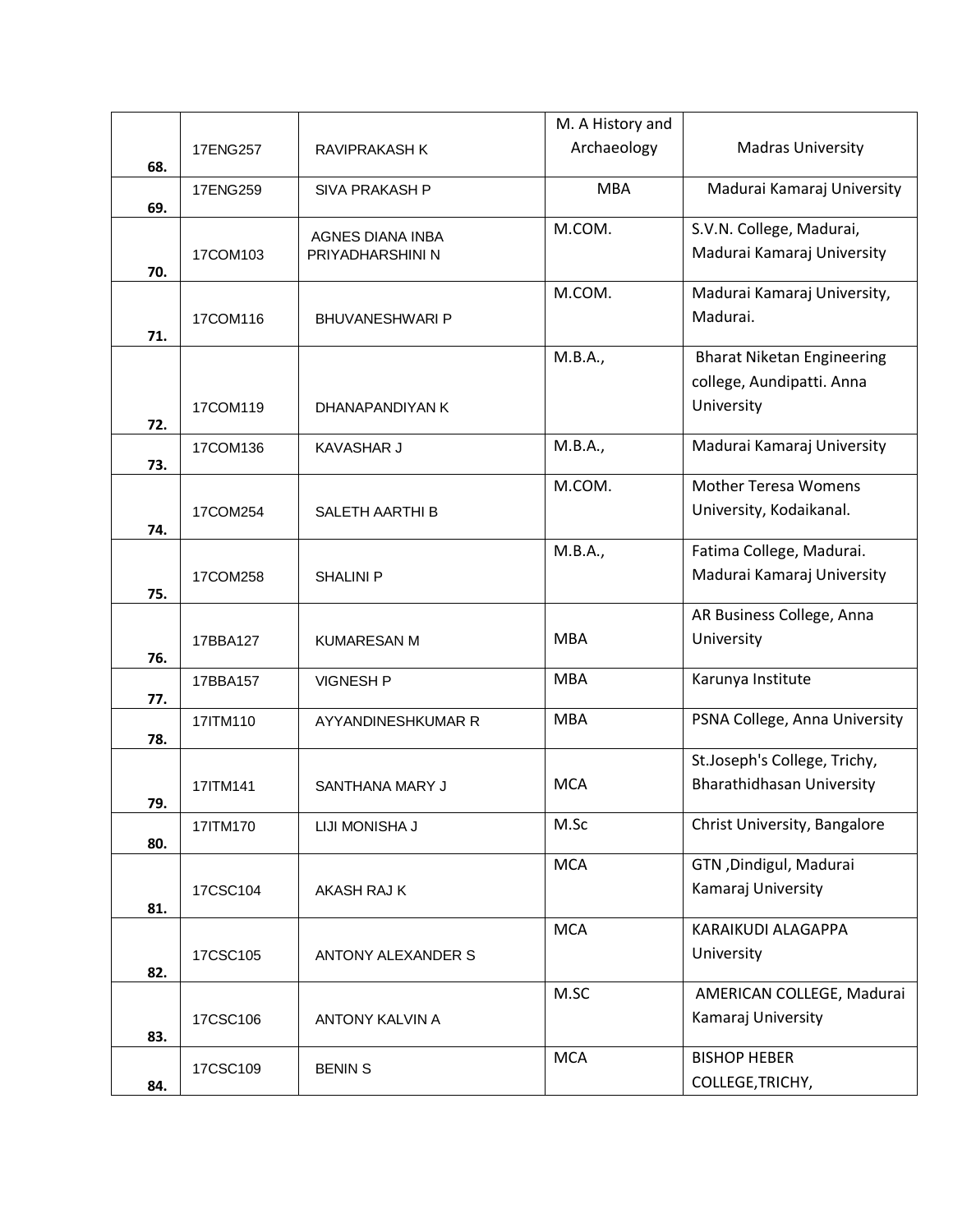| | | | | |
|---|---|---|---|---|
| 68. | 17ENG257 | RAVIPRAKASH K | M. A History and Archaeology | Madras University |
| 69. | 17ENG259 | SIVA PRAKASH P | MBA | Madurai Kamaraj University |
| 70. | 17COM103 | AGNES DIANA INBA PRIYADHARSHINI N | M.COM. | S.V.N. College, Madurai, Madurai Kamaraj University |
| 71. | 17COM116 | BHUVANESHWARI P | M.COM. | Madurai Kamaraj University, Madurai. |
| 72. | 17COM119 | DHANAPANDIYAN K | M.B.A., | Bharat Niketan Engineering college, Aundipatti. Anna University |
| 73. | 17COM136 | KAVASHAR J | M.B.A., | Madurai Kamaraj University |
| 74. | 17COM254 | SALETH AARTHI B | M.COM. | Mother Teresa Womens University, Kodaikanal. |
| 75. | 17COM258 | SHALINI P | M.B.A., | Fatima College, Madurai. Madurai Kamaraj University |
| 76. | 17BBA127 | KUMARESAN M | MBA | AR Business College, Anna University |
| 77. | 17BBA157 | VIGNESH P | MBA | Karunya Institute |
| 78. | 17ITM110 | AYYANDINESHKUMAR R | MBA | PSNA College, Anna University |
| 79. | 17ITM141 | SANTHANA MARY J | MCA | St.Joseph's College, Trichy, Bharathidhasan University |
| 80. | 17ITM170 | LIJI MONISHA J | M.Sc | Christ University, Bangalore |
| 81. | 17CSC104 | AKASH RAJ K | MCA | GTN ,Dindigul, Madurai Kamaraj University |
| 82. | 17CSC105 | ANTONY ALEXANDER S | MCA | KARAIKUDI ALAGAPPA University |
| 83. | 17CSC106 | ANTONY KALVIN A | M.SC | AMERICAN COLLEGE, Madurai Kamaraj University |
| 84. | 17CSC109 | BENIN S | MCA | BISHOP HEBER COLLEGE,TRICHY, |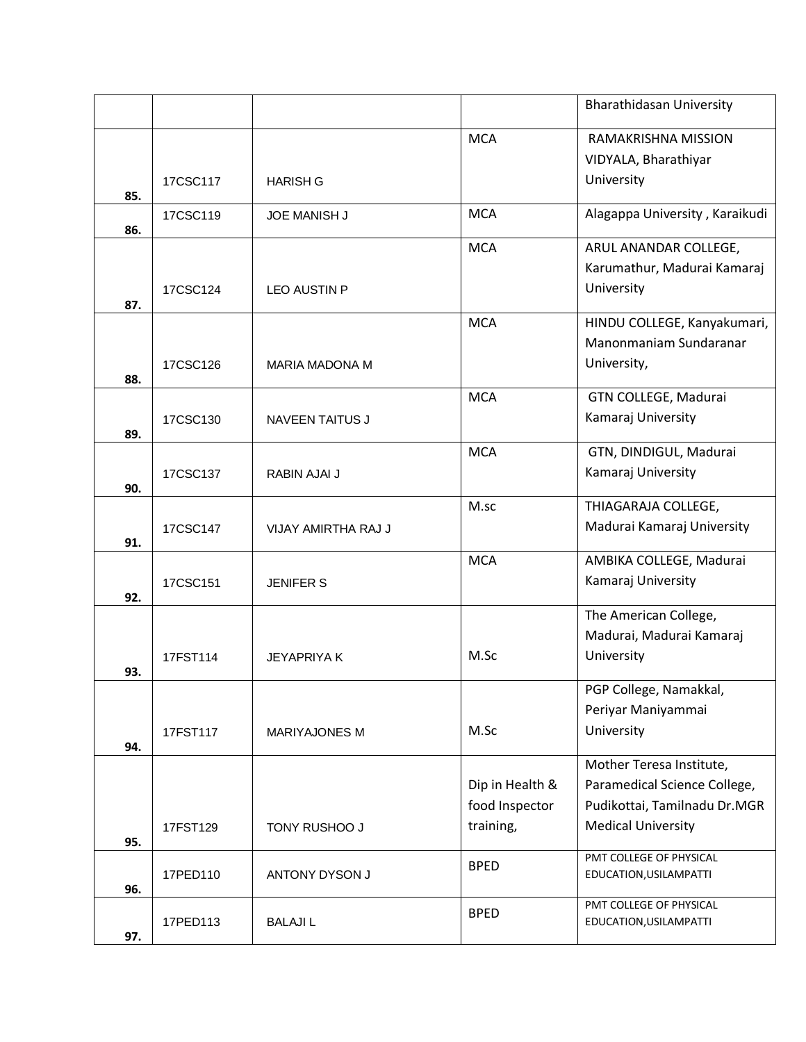| | | | | |
|---|---|---|---|---|
| | | | | Bharathidasan University |
| 85. | 17CSC117 | HARISH G | MCA | RAMAKRISHNA MISSION VIDYALA, Bharathiyar University |
| 86. | 17CSC119 | JOE MANISH J | MCA | Alagappa University , Karaikudi |
| 87. | 17CSC124 | LEO AUSTIN P | MCA | ARUL ANANDAR COLLEGE, Karumathur, Madurai Kamaraj University |
| 88. | 17CSC126 | MARIA MADONA M | MCA | HINDU COLLEGE, Kanyakumari, Manonmaniam Sundaranar University, |
| 89. | 17CSC130 | NAVEEN TAITUS J | MCA | GTN COLLEGE, Madurai Kamaraj University |
| 90. | 17CSC137 | RABIN AJAI J | MCA | GTN, DINDIGUL, Madurai Kamaraj University |
| 91. | 17CSC147 | VIJAY AMIRTHA RAJ J | M.sc | THIAGARAJA COLLEGE, Madurai Kamaraj University |
| 92. | 17CSC151 | JENIFER S | MCA | AMBIKA COLLEGE, Madurai Kamaraj University |
| 93. | 17FST114 | JEYAPRIYA K | M.Sc | The American College, Madurai, Madurai Kamaraj University |
| 94. | 17FST117 | MARIYAJONES M | M.Sc | PGP College, Namakkal, Periyar Maniyammai University |
| 95. | 17FST129 | TONY RUSHOO J | Dip in Health & food Inspector training, | Mother Teresa Institute, Paramedical Science College, Pudikottai, Tamilnadu Dr.MGR Medical University |
| 96. | 17PED110 | ANTONY DYSON J | BPED | PMT COLLEGE OF PHYSICAL EDUCATION,USILAMPATTI |
| 97. | 17PED113 | BALAJI L | BPED | PMT COLLEGE OF PHYSICAL EDUCATION,USILAMPATTI |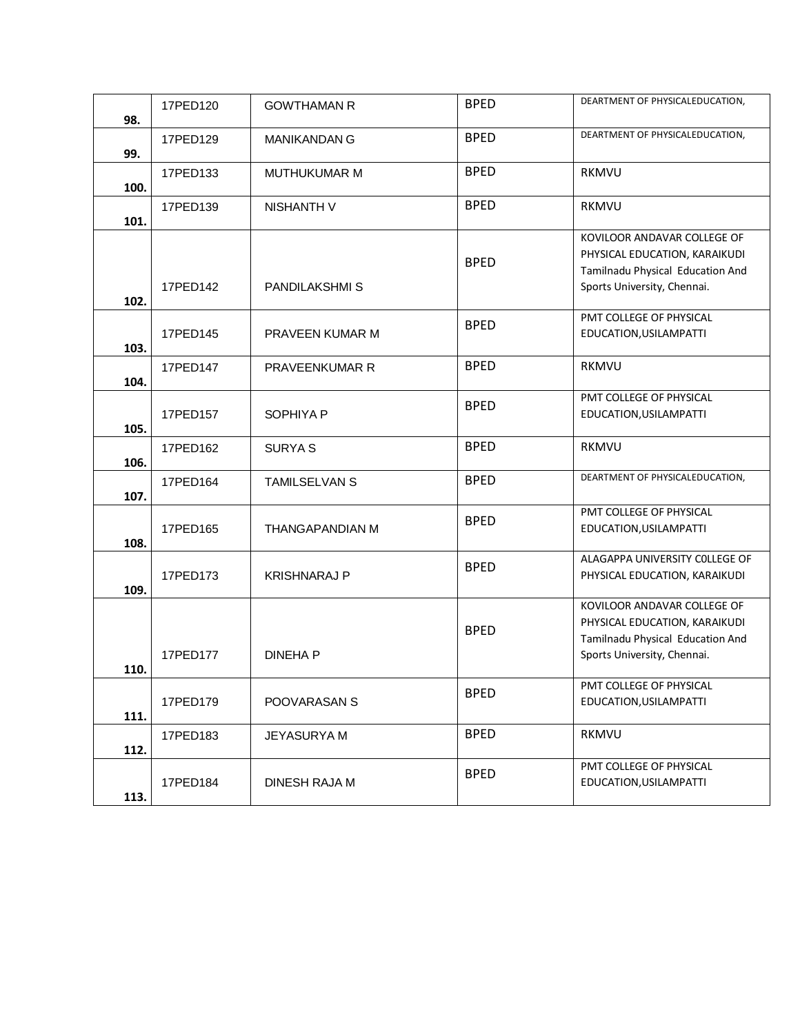| | | | | |
|---|---|---|---|---|
| **98.** | 17PED120 | GOWTHAMAN R | BPED | DEARTMENT OF PHYSICALEDUCATION, |
| **99.** | 17PED129 | MANIKANDAN G | BPED | DEARTMENT OF PHYSICALEDUCATION, |
| **100.** | 17PED133 | MUTHUKUMAR M | BPED | RKMVU |
| **101.** | 17PED139 | NISHANTH V | BPED | RKMVU |
| **102.** | 17PED142 | PANDILAKSHMI S | BPED | KOVILOOR ANDAVAR COLLEGE OF PHYSICAL EDUCATION, KARAIKUDI Tamilnadu Physical Education And Sports University, Chennai. |
| **103.** | 17PED145 | PRAVEEN KUMAR M | BPED | PMT COLLEGE OF PHYSICAL EDUCATION,USILAMPATTI |
| **104.** | 17PED147 | PRAVEENKUMAR R | BPED | RKMVU |
| **105.** | 17PED157 | SOPHIYA P | BPED | PMT COLLEGE OF PHYSICAL EDUCATION,USILAMPATTI |
| **106.** | 17PED162 | SURYA S | BPED | RKMVU |
| **107.** | 17PED164 | TAMILSELVAN S | BPED | DEARTMENT OF PHYSICALEDUCATION, |
| **108.** | 17PED165 | THANGAPANDIAN M | BPED | PMT COLLEGE OF PHYSICAL EDUCATION,USILAMPATTI |
| **109.** | 17PED173 | KRISHNARAJ P | BPED | ALAGAPPA UNIVERSITY COLLEGE OF PHYSICAL EDUCATION, KARAIKUDI |
| **110.** | 17PED177 | DINEHA P | BPED | KOVILOOR ANDAVAR COLLEGE OF PHYSICAL EDUCATION, KARAIKUDI Tamilnadu Physical Education And Sports University, Chennai. |
| **111.** | 17PED179 | POOVARASAN S | BPED | PMT COLLEGE OF PHYSICAL EDUCATION,USILAMPATTI |
| **112.** | 17PED183 | JEYASURYA M | BPED | RKMVU |
| **113.** | 17PED184 | DINESH RAJA M | BPED | PMT COLLEGE OF PHYSICAL EDUCATION,USILAMPATTI |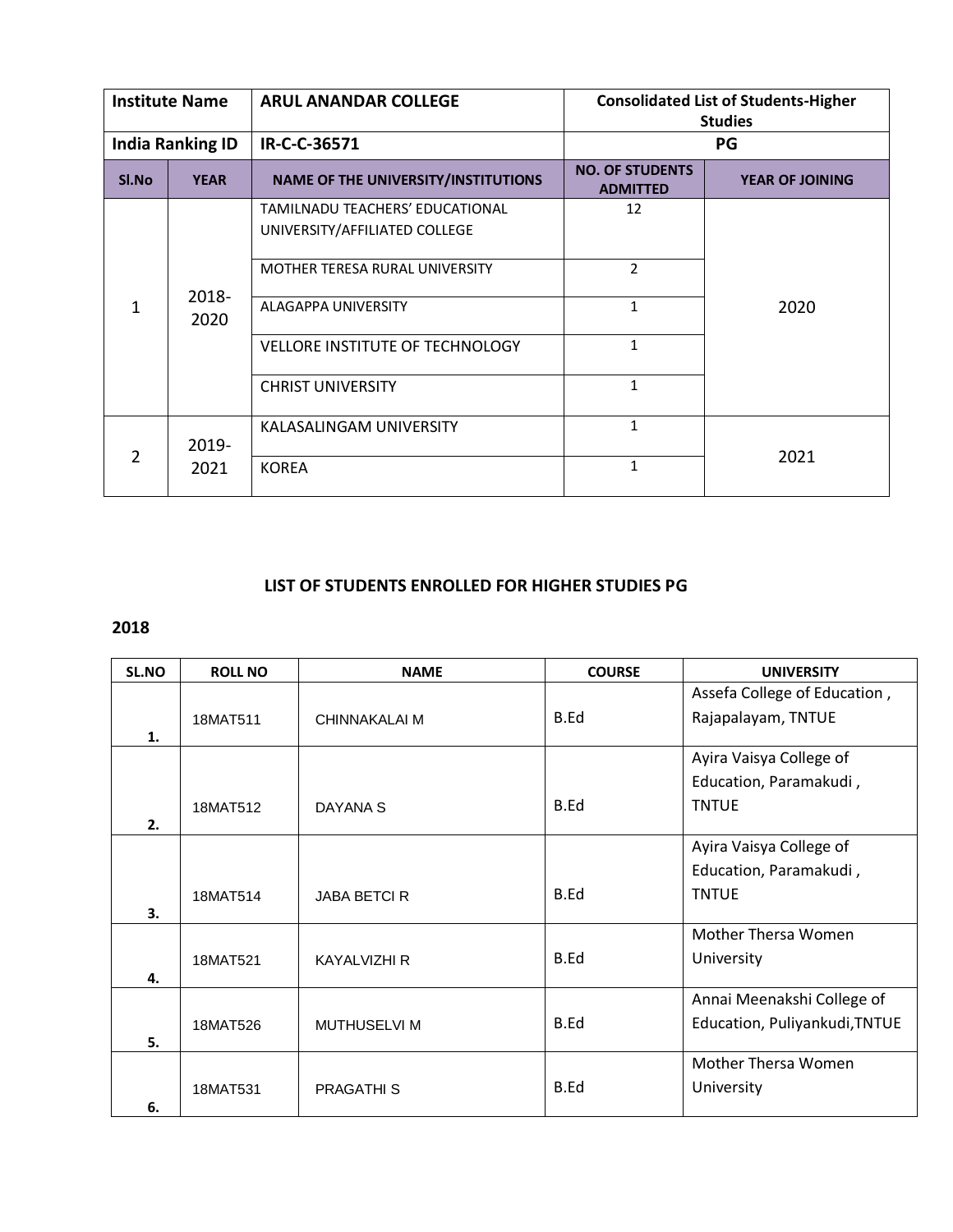| Institute Name | ARUL ANANDAR COLLEGE | Consolidated List of Students-Higher Studies | |
|---|---|---|---|
| India Ranking ID | IR-C-C-36571 | PG | |

| Sl.No | YEAR | NAME OF THE UNIVERSITY/INSTITUTIONS | NO. OF STUDENTS ADMITTED | YEAR OF JOINING |
|---|---|---|---|---|
| 1 | 2018-2020 | TAMILNADU TEACHERS' EDUCATIONAL UNIVERSITY/AFFILIATED COLLEGE | 12 | 2020 |
| | | MOTHER TERESA RURAL UNIVERSITY | 2 | |
| | | ALAGAPPA UNIVERSITY | 1 | |
| | | VELLORE INSTITUTE OF TECHNOLOGY | 1 | |
| | | CHRIST UNIVERSITY | 1 | |
| 2 | 2019-2021 | KALASALINGAM UNIVERSITY | 1 | 2021 |
| | | KOREA | 1 | |

## LIST OF STUDENTS ENROLLED FOR HIGHER STUDIES PG

### 2018

| SL.NO | ROLL NO | NAME | COURSE | UNIVERSITY |
|---|---|---|---|---|
| 1. | 18MAT511 | CHINNAKALAI M | B.Ed | Assefa College of Education , Rajapalayam, TNTUE |
| 2. | 18MAT512 | DAYANA S | B.Ed | Ayira Vaisya College of Education, Paramakudi , TNTUE |
| 3. | 18MAT514 | JABA BETCI R | B.Ed | Ayira Vaisya College of Education, Paramakudi , TNTUE |
| 4. | 18MAT521 | KAYALVIZHI R | B.Ed | Mother Thersa Women University |
| 5. | 18MAT526 | MUTHUSELVI M | B.Ed | Annai Meenakshi College of Education, Puliyankudi,TNTUE |
| 6. | 18MAT531 | PRAGATHI S | B.Ed | Mother Thersa Women University |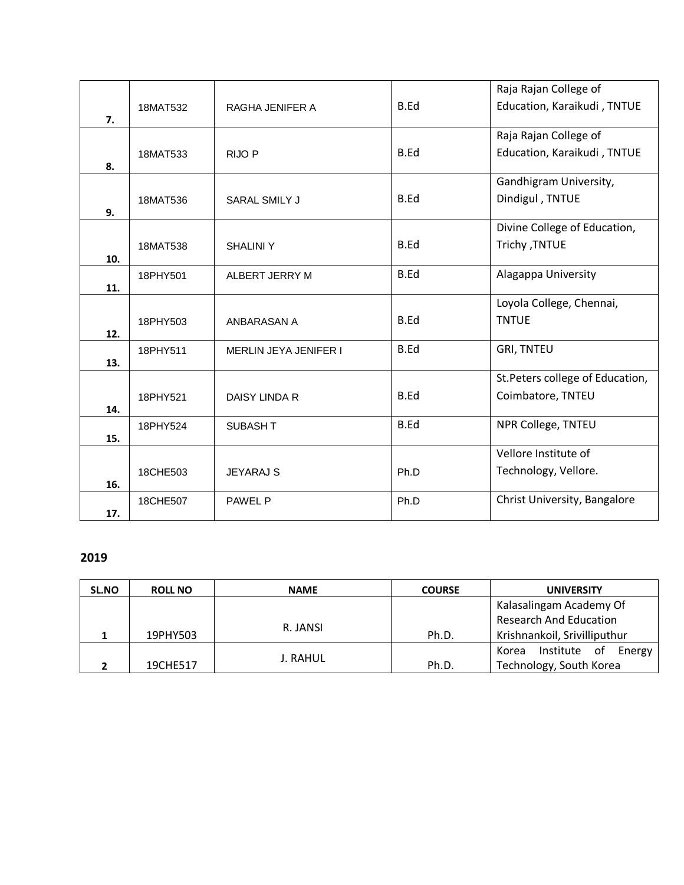| | | | | |
|---|---|---|---|---|
| 7. | 18MAT532 | RAGHA JENIFER A | B.Ed | Raja Rajan College of Education, Karaikudi , TNTUE |
| 8. | 18MAT533 | RIJO P | B.Ed | Raja Rajan College of Education, Karaikudi , TNTUE |
| 9. | 18MAT536 | SARAL SMILY J | B.Ed | Gandhigram University, Dindigul , TNTUE |
| 10. | 18MAT538 | SHALINI Y | B.Ed | Divine College of Education, Trichy ,TNTUE |
| 11. | 18PHY501 | ALBERT JERRY M | B.Ed | Alagappa University |
| 12. | 18PHY503 | ANBARASAN A | B.Ed | Loyola College, Chennai, TNTUE |
| 13. | 18PHY511 | MERLIN JEYA JENIFER I | B.Ed | GRI, TNTEU |
| 14. | 18PHY521 | DAISY LINDA R | B.Ed | St.Peters college of Education, Coimbatore, TNTEU |
| 15. | 18PHY524 | SUBASH T | B.Ed | NPR College, TNTEU |
| 16. | 18CHE503 | JEYARAJ S | Ph.D | Vellore Institute of Technology, Vellore. |
| 17. | 18CHE507 | PAWEL P | Ph.D | Christ University, Bangalore |

## 2019

| SL.NO | ROLL NO | NAME | COURSE | UNIVERSITY |
|---|---|---|---|---|
| 1 | 19PHY503 | R. JANSI | Ph.D. | Kalasalingam Academy Of Research And Education Krishnankoil, Srivilliputhur |
| 2 | 19CHE517 | J. RAHUL | Ph.D. | Korea Institute of Energy Technology, South Korea |